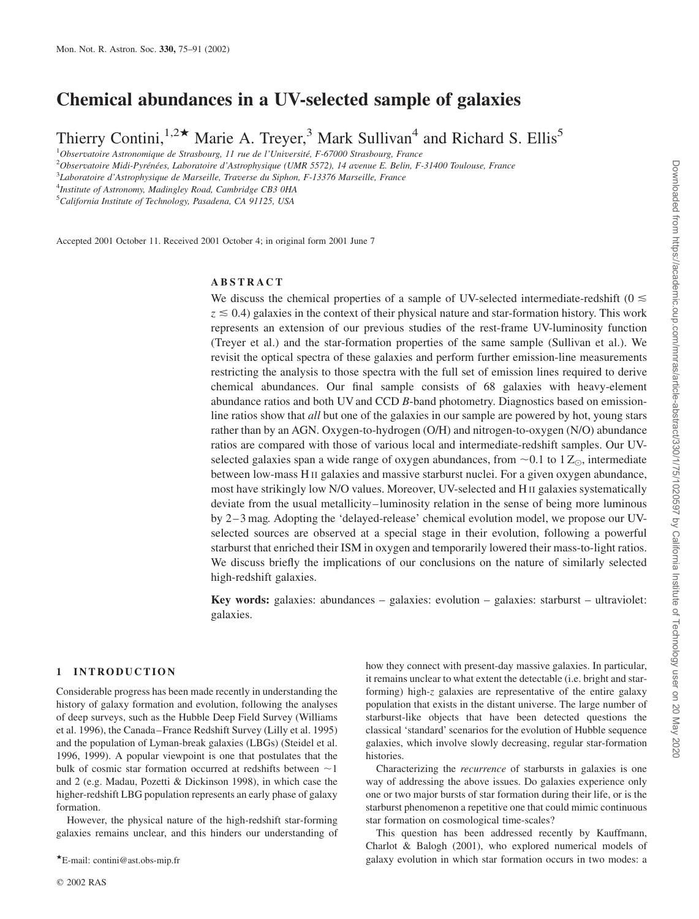# Chemical abundances in a UV-selected sample of galaxies

Thierry Contini,[1,2]★ Marie A. Treyer,[3] Mark Sullivan[4] and Richard S. Ellis[5]

[1]*Observatoire Astronomique de Strasbourg, 11 rue de l'Université, F-67000 Strasbourg, France*
[2]*Observatoire Midi-Pyrénées, Laboratoire d'Astrophysique (UMR 5572), 14 avenue E. Belin, F-31400 Toulouse, France*
[3]*Laboratoire d'Astrophysique de Marseille, Traverse du Siphon, F-13376 Marseille, France*
[4]*Institute of Astronomy, Madingley Road, Cambridge CB3 0HA*
[5]*California Institute of Technology, Pasadena, CA 91125, USA*

Accepted 2001 October 11. Received 2001 October 4; in original form 2001 June 7

## ABSTRACT

We discuss the chemical properties of a sample of UV-selected intermediate-redshift ($0 \lesssim z \lesssim 0.4$) galaxies in the context of their physical nature and star-formation history. This work represents an extension of our previous studies of the rest-frame UV-luminosity function (Treyer et al.) and the star-formation properties of the same sample (Sullivan et al.). We revisit the optical spectra of these galaxies and perform further emission-line measurements restricting the analysis to those spectra with the full set of emission lines required to derive chemical abundances. Our final sample consists of 68 galaxies with heavy-element abundance ratios and both UV and CCD *B*-band photometry. Diagnostics based on emission-line ratios show that *all* but one of the galaxies in our sample are powered by hot, young stars rather than by an AGN. Oxygen-to-hydrogen (O/H) and nitrogen-to-oxygen (N/O) abundance ratios are compared with those of various local and intermediate-redshift samples. Our UV-selected galaxies span a wide range of oxygen abundances, from $\sim 0.1$ to $1\,\mathrm{Z}_{\odot}$, intermediate between low-mass H II galaxies and massive starburst nuclei. For a given oxygen abundance, most have strikingly low N/O values. Moreover, UV-selected and H II galaxies systematically deviate from the usual metallicity–luminosity relation in the sense of being more luminous by 2–3 mag. Adopting the 'delayed-release' chemical evolution model, we propose our UV-selected sources are observed at a special stage in their evolution, following a powerful starburst that enriched their ISM in oxygen and temporarily lowered their mass-to-light ratios. We discuss briefly the implications of our conclusions on the nature of similarly selected high-redshift galaxies.

**Key words:** galaxies: abundances – galaxies: evolution – galaxies: starburst – ultraviolet: galaxies.

## 1 INTRODUCTION

Considerable progress has been made recently in understanding the history of galaxy formation and evolution, following the analyses of deep surveys, such as the Hubble Deep Field Survey (Williams et al. 1996), the Canada–France Redshift Survey (Lilly et al. 1995) and the population of Lyman-break galaxies (LBGs) (Steidel et al. 1996, 1999). A popular viewpoint is one that postulates that the bulk of cosmic star formation occurred at redshifts between $\sim 1$ and 2 (e.g. Madau, Pozetti & Dickinson 1998), in which case the higher-redshift LBG population represents an early phase of galaxy formation.

However, the physical nature of the high-redshift star-forming galaxies remains unclear, and this hinders our understanding of how they connect with present-day massive galaxies. In particular, it remains unclear to what extent the detectable (i.e. bright and star-forming) high-$z$ galaxies are representative of the entire galaxy population that exists in the distant universe. The large number of starburst-like objects that have been detected questions the classical 'standard' scenarios for the evolution of Hubble sequence galaxies, which involve slowly decreasing, regular star-formation histories.

Characterizing the *recurrence* of starbursts in galaxies is one way of addressing the above issues. Do galaxies experience only one or two major bursts of star formation during their life, or is the starburst phenomenon a repetitive one that could mimic continuous star formation on cosmological time-scales?

This question has been addressed recently by Kauffmann, Charlot & Balogh (2001), who explored numerical models of galaxy evolution in which star formation occurs in two modes: a

★E-mail: contini@ast.obs-mip.fr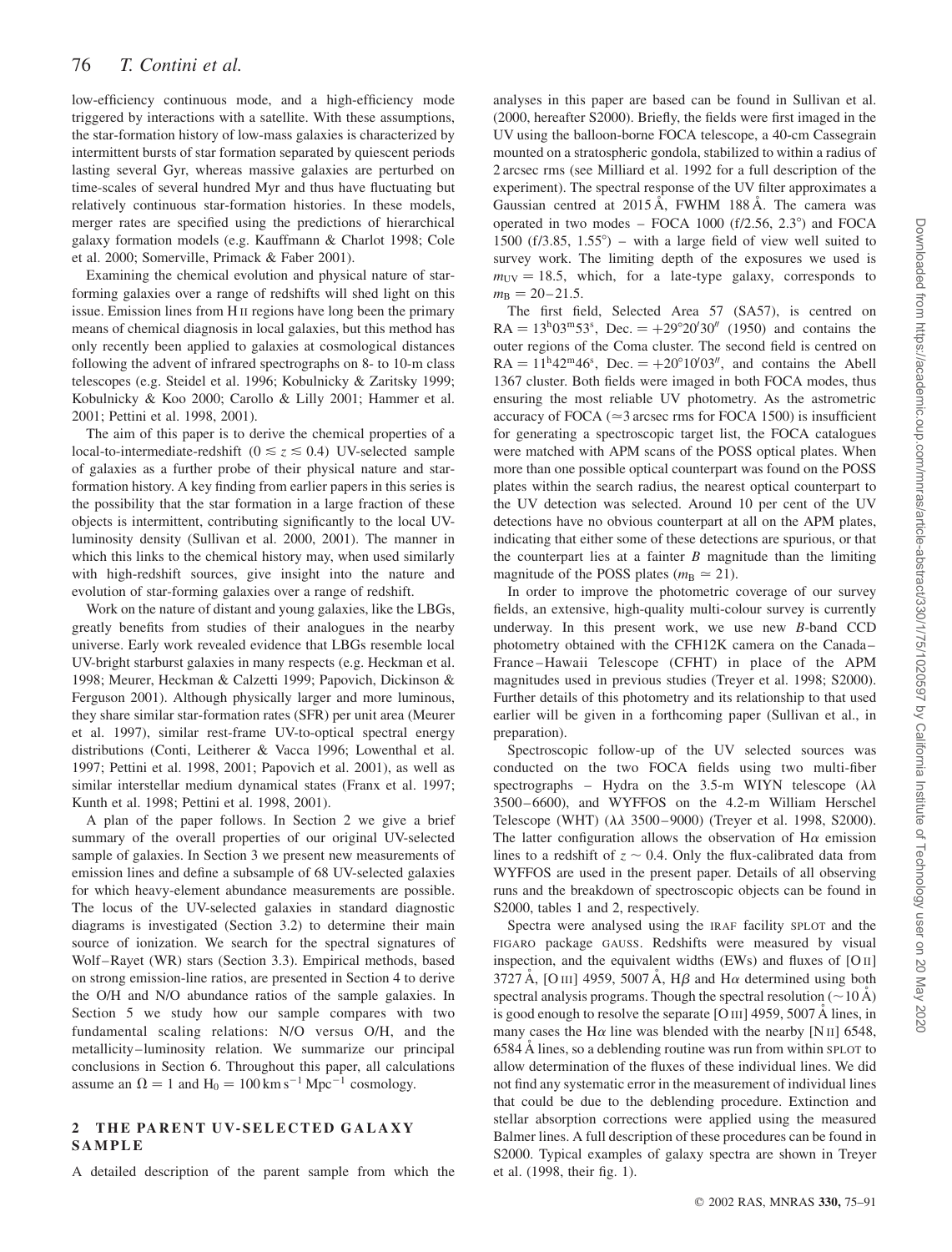low-efficiency continuous mode, and a high-efficiency mode triggered by interactions with a satellite. With these assumptions, the star-formation history of low-mass galaxies is characterized by intermittent bursts of star formation separated by quiescent periods lasting several Gyr, whereas massive galaxies are perturbed on time-scales of several hundred Myr and thus have fluctuating but relatively continuous star-formation histories. In these models, merger rates are specified using the predictions of hierarchical galaxy formation models (e.g. Kauffmann & Charlot 1998; Cole et al. 2000; Somerville, Primack & Faber 2001).

Examining the chemical evolution and physical nature of star-forming galaxies over a range of redshifts will shed light on this issue. Emission lines from H II regions have long been the primary means of chemical diagnosis in local galaxies, but this method has only recently been applied to galaxies at cosmological distances following the advent of infrared spectrographs on 8- to 10-m class telescopes (e.g. Steidel et al. 1996; Kobulnicky & Zaritsky 1999; Kobulnicky & Koo 2000; Carollo & Lilly 2001; Hammer et al. 2001; Pettini et al. 1998, 2001).

The aim of this paper is to derive the chemical properties of a local-to-intermediate-redshift ($0 \lesssim z \lesssim 0.4$) UV-selected sample of galaxies as a further probe of their physical nature and star-formation history. A key finding from earlier papers in this series is the possibility that the star formation in a large fraction of these objects is intermittent, contributing significantly to the local UV-luminosity density (Sullivan et al. 2000, 2001). The manner in which this links to the chemical history may, when used similarly with high-redshift sources, give insight into the nature and evolution of star-forming galaxies over a range of redshift.

Work on the nature of distant and young galaxies, like the LBGs, greatly benefits from studies of their analogues in the nearby universe. Early work revealed evidence that LBGs resemble local UV-bright starburst galaxies in many respects (e.g. Heckman et al. 1998; Meurer, Heckman & Calzetti 1999; Papovich, Dickinson & Ferguson 2001). Although physically larger and more luminous, they share similar star-formation rates (SFR) per unit area (Meurer et al. 1997), similar rest-frame UV-to-optical spectral energy distributions (Conti, Leitherer & Vacca 1996; Lowenthal et al. 1997; Pettini et al. 1998, 2001; Papovich et al. 2001), as well as similar interstellar medium dynamical states (Franx et al. 1997; Kunth et al. 1998; Pettini et al. 1998, 2001).

A plan of the paper follows. In Section 2 we give a brief summary of the overall properties of our original UV-selected sample of galaxies. In Section 3 we present new measurements of emission lines and define a subsample of 68 UV-selected galaxies for which heavy-element abundance measurements are possible. The locus of the UV-selected galaxies in standard diagnostic diagrams is investigated (Section 3.2) to determine their main source of ionization. We search for the spectral signatures of Wolf–Rayet (WR) stars (Section 3.3). Empirical methods, based on strong emission-line ratios, are presented in Section 4 to derive the O/H and N/O abundance ratios of the sample galaxies. In Section 5 we study how our sample compares with two fundamental scaling relations: N/O versus O/H, and the metallicity–luminosity relation. We summarize our principal conclusions in Section 6. Throughout this paper, all calculations assume an $\Omega = 1$ and $H_0 = 100\,\mathrm{km\,s^{-1}\,Mpc^{-1}}$ cosmology.

## 2 THE PARENT UV-SELECTED GALAXY SAMPLE

A detailed description of the parent sample from which the analyses in this paper are based can be found in Sullivan et al. (2000, hereafter S2000). Briefly, the fields were first imaged in the UV using the balloon-borne FOCA telescope, a 40-cm Cassegrain mounted on a stratospheric gondola, stabilized to within a radius of 2 arcsec rms (see Milliard et al. 1992 for a full description of the experiment). The spectral response of the UV filter approximates a Gaussian centred at 2015 Å, FWHM 188 Å. The camera was operated in two modes – FOCA 1000 (f/2.56, 2.3°) and FOCA 1500 (f/3.85, 1.55°) – with a large field of view well suited to survey work. The limiting depth of the exposures we used is $m_{\mathrm{UV}} = 18.5$, which, for a late-type galaxy, corresponds to $m_{\mathrm{B}} = 20$–$21.5$.

The first field, Selected Area 57 (SA57), is centred on $\mathrm{RA} = 13^{\mathrm{h}}03^{\mathrm{m}}53^{\mathrm{s}}$, $\mathrm{Dec.} = +29°20'30''$ (1950) and contains the outer regions of the Coma cluster. The second field is centred on $\mathrm{RA} = 11^{\mathrm{h}}42^{\mathrm{m}}46^{\mathrm{s}}$, $\mathrm{Dec.} = +20°10'03''$, and contains the Abell 1367 cluster. Both fields were imaged in both FOCA modes, thus ensuring the most reliable UV photometry. As the astrometric accuracy of FOCA ($\simeq$3 arcsec rms for FOCA 1500) is insufficient for generating a spectroscopic target list, the FOCA catalogues were matched with APM scans of the POSS optical plates. When more than one possible optical counterpart was found on the POSS plates within the search radius, the nearest optical counterpart to the UV detection was selected. Around 10 per cent of the UV detections have no obvious counterpart at all on the APM plates, indicating that either some of these detections are spurious, or that the counterpart lies at a fainter *B* magnitude than the limiting magnitude of the POSS plates ($m_{\mathrm{B}} \simeq 21$).

In order to improve the photometric coverage of our survey fields, an extensive, high-quality multi-colour survey is currently underway. In this present work, we use new *B*-band CCD photometry obtained with the CFH12K camera on the Canada–France–Hawaii Telescope (CFHT) in place of the APM magnitudes used in previous studies (Treyer et al. 1998; S2000). Further details of this photometry and its relationship to that used earlier will be given in a forthcoming paper (Sullivan et al., in preparation).

Spectroscopic follow-up of the UV selected sources was conducted on the two FOCA fields using two multi-fiber spectrographs – Hydra on the 3.5-m WIYN telescope ($\lambda\lambda$ 3500–6600), and WYFFOS on the 4.2-m William Herschel Telescope (WHT) ($\lambda\lambda$ 3500–9000) (Treyer et al. 1998, S2000). The latter configuration allows the observation of H$\alpha$ emission lines to a redshift of $z \sim 0.4$. Only the flux-calibrated data from WYFFOS are used in the present paper. Details of all observing runs and the breakdown of spectroscopic objects can be found in S2000, tables 1 and 2, respectively.

Spectra were analysed using the IRAF facility SPLOT and the FIGARO package GAUSS. Redshifts were measured by visual inspection, and the equivalent widths (EWs) and fluxes of [O II] 3727 Å, [O III] 4959, 5007 Å, H$\beta$ and H$\alpha$ determined using both spectral analysis programs. Though the spectral resolution ($\sim$10 Å) is good enough to resolve the separate [O III] 4959, 5007 Å lines, in many cases the H$\alpha$ line was blended with the nearby [N II] 6548, 6584 Å lines, so a deblending routine was run from within SPLOT to allow determination of the fluxes of these individual lines. We did not find any systematic error in the measurement of individual lines that could be due to the deblending procedure. Extinction and stellar absorption corrections were applied using the measured Balmer lines. A full description of these procedures can be found in S2000. Typical examples of galaxy spectra are shown in Treyer et al. (1998, their fig. 1).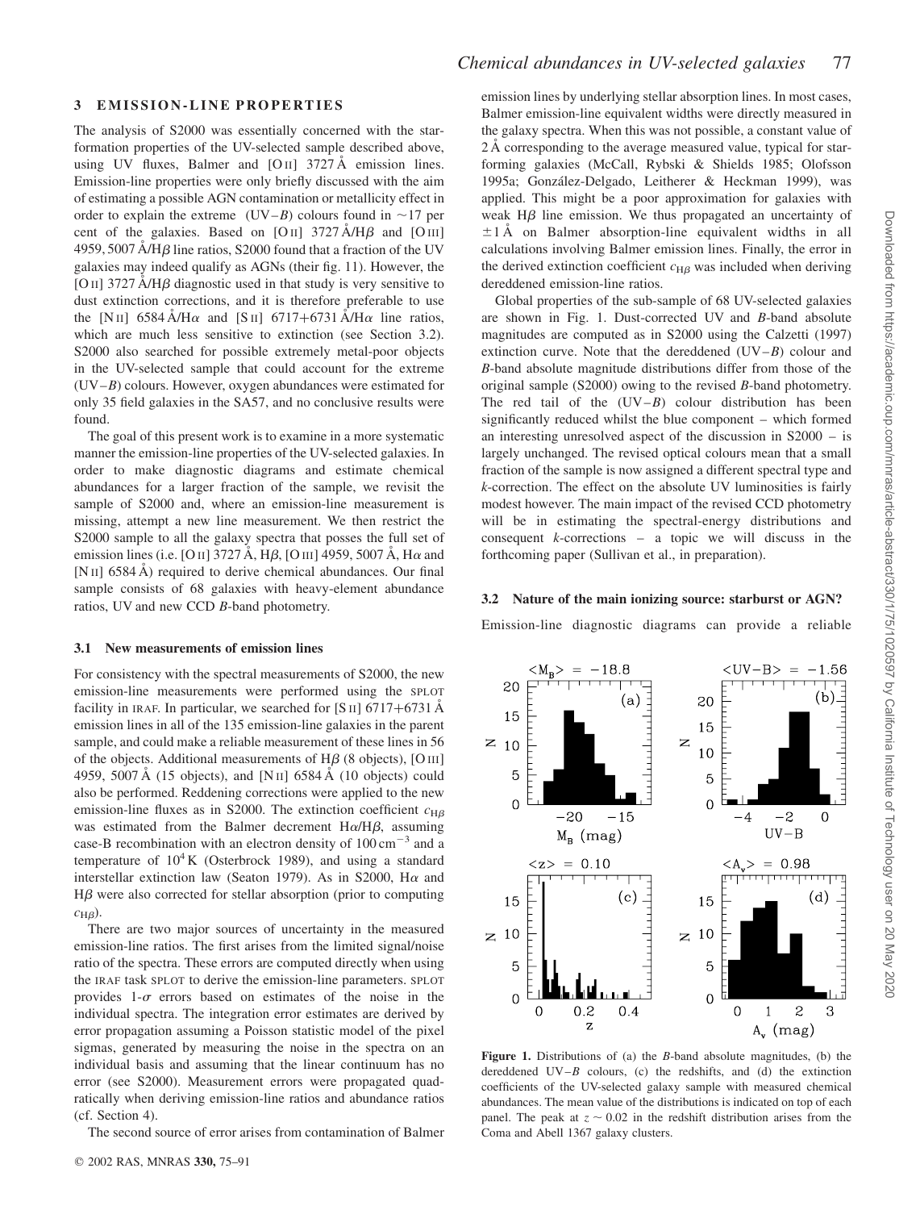## 3 EMISSION-LINE PROPERTIES

The analysis of S2000 was essentially concerned with the star-formation properties of the UV-selected sample described above, using UV fluxes, Balmer and [O II] 3727 Å emission lines. Emission-line properties were only briefly discussed with the aim of estimating a possible AGN contamination or metallicity effect in order to explain the extreme (UV–$B$) colours found in ~17 per cent of the galaxies. Based on [O II] 3727 Å/H$\beta$ and [O III] 4959, 5007 Å/H$\beta$ line ratios, S2000 found that a fraction of the UV galaxies may indeed qualify as AGNs (their fig. 11). However, the [O II] 3727 Å/H$\beta$ diagnostic used in that study is very sensitive to dust extinction corrections, and it is therefore preferable to use the [N II] 6584 Å/H$\alpha$ and [S II] 6717+6731 Å/H$\alpha$ line ratios, which are much less sensitive to extinction (see Section 3.2). S2000 also searched for possible extremely metal-poor objects in the UV-selected sample that could account for the extreme (UV–$B$) colours. However, oxygen abundances were estimated for only 35 field galaxies in the SA57, and no conclusive results were found.

The goal of this present work is to examine in a more systematic manner the emission-line properties of the UV-selected galaxies. In order to make diagnostic diagrams and estimate chemical abundances for a larger fraction of the sample, we revisit the sample of S2000 and, where an emission-line measurement is missing, attempt a new line measurement. We then restrict the S2000 sample to all the galaxy spectra that posses the full set of emission lines (i.e. [O II] 3727 Å, H$\beta$, [O III] 4959, 5007 Å, H$\alpha$ and [N II] 6584 Å) required to derive chemical abundances. Our final sample consists of 68 galaxies with heavy-element abundance ratios, UV and new CCD $B$-band photometry.

### 3.1 New measurements of emission lines

For consistency with the spectral measurements of S2000, the new emission-line measurements were performed using the SPLOT facility in IRAF. In particular, we searched for [S II] 6717+6731 Å emission lines in all of the 135 emission-line galaxies in the parent sample, and could make a reliable measurement of these lines in 56 of the objects. Additional measurements of H$\beta$ (8 objects), [O III] 4959, 5007 Å (15 objects), and [N II] 6584 Å (10 objects) could also be performed. Reddening corrections were applied to the new emission-line fluxes as in S2000. The extinction coefficient $c_{\mathrm{H}\beta}$ was estimated from the Balmer decrement H$\alpha$/H$\beta$, assuming case-B recombination with an electron density of $100\,\mathrm{cm}^{-3}$ and a temperature of $10^4$ K (Osterbrock 1989), and using a standard interstellar extinction law (Seaton 1979). As in S2000, H$\alpha$ and H$\beta$ were also corrected for stellar absorption (prior to computing $c_{\mathrm{H}\beta}$).

There are two major sources of uncertainty in the measured emission-line ratios. The first arises from the limited signal/noise ratio of the spectra. These errors are computed directly when using the IRAF task SPLOT to derive the emission-line parameters. SPLOT provides 1-$\sigma$ errors based on estimates of the noise in the individual spectra. The integration error estimates are derived by error propagation assuming a Poisson statistic model of the pixel sigmas, generated by measuring the noise in the spectra on an individual basis and assuming that the linear continuum has no error (see S2000). Measurement errors were propagated quadratically when deriving emission-line ratios and abundance ratios (cf. Section 4).

The second source of error arises from contamination of Balmer emission lines by underlying stellar absorption lines. In most cases, Balmer emission-line equivalent widths were directly measured in the galaxy spectra. When this was not possible, a constant value of 2 Å corresponding to the average measured value, typical for star-forming galaxies (McCall, Rybski & Shields 1985; Olofsson 1995a; González-Delgado, Leitherer & Heckman 1999), was applied. This might be a poor approximation for galaxies with weak H$\beta$ line emission. We thus propagated an uncertainty of ±1 Å on Balmer absorption-line equivalent widths in all calculations involving Balmer emission lines. Finally, the error in the derived extinction coefficient $c_{\mathrm{H}\beta}$ was included when deriving dereddened emission-line ratios.

Global properties of the sub-sample of 68 UV-selected galaxies are shown in Fig. 1. Dust-corrected UV and $B$-band absolute magnitudes are computed as in S2000 using the Calzetti (1997) extinction curve. Note that the dereddened (UV–$B$) colour and $B$-band absolute magnitude distributions differ from those of the original sample (S2000) owing to the revised $B$-band photometry. The red tail of the (UV–$B$) colour distribution has been significantly reduced whilst the blue component – which formed an interesting unresolved aspect of the discussion in S2000 – is largely unchanged. The revised optical colours mean that a small fraction of the sample is now assigned a different spectral type and $k$-correction. The effect on the absolute UV luminosities is fairly modest however. The main impact of the revised CCD photometry will be in estimating the spectral-energy distributions and consequent $k$-corrections – a topic we will discuss in the forthcoming paper (Sullivan et al., in preparation).

### 3.2 Nature of the main ionizing source: starburst or AGN?

Emission-line diagnostic diagrams can provide a reliable

**Figure 1.** Distributions of (a) the $B$-band absolute magnitudes, (b) the dereddened UV–$B$ colours, (c) the redshifts, and (d) the extinction coefficients of the UV-selected galaxy sample with measured chemical abundances. The mean value of the distributions is indicated on top of each panel. The peak at $z \sim 0.02$ in the redshift distribution arises from the Coma and Abell 1367 galaxy clusters.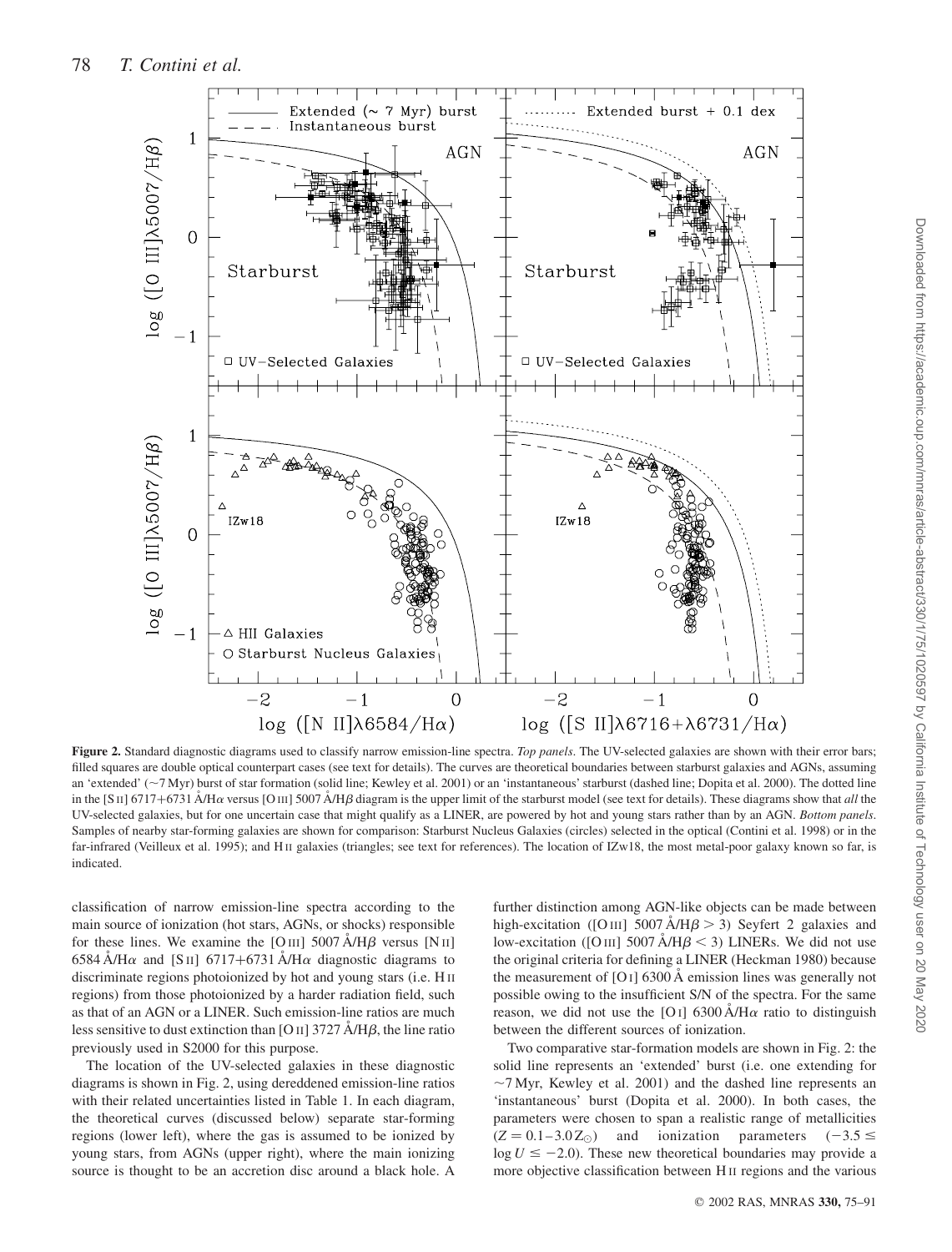**Figure 2.** Standard diagnostic diagrams used to classify narrow emission-line spectra. *Top panels*. The UV-selected galaxies are shown with their error bars; filled squares are double optical counterpart cases (see text for details). The curves are theoretical boundaries between starburst galaxies and AGNs, assuming an 'extended' (~7 Myr) burst of star formation (solid line; Kewley et al. 2001) or an 'instantaneous' starburst (dashed line; Dopita et al. 2000). The dotted line in the [S II] 6717+6731 Å/H$\alpha$ versus [O III] 5007 Å/H$\beta$ diagram is the upper limit of the starburst model (see text for details). These diagrams show that *all* the UV-selected galaxies, but for one uncertain case that might qualify as a LINER, are powered by hot and young stars rather than by an AGN. *Bottom panels*. Samples of nearby star-forming galaxies are shown for comparison: Starburst Nucleus Galaxies (circles) selected in the optical (Contini et al. 1998) or in the far-infrared (Veilleux et al. 1995); and H II galaxies (triangles; see text for references). The location of IZw18, the most metal-poor galaxy known so far, is indicated.

classification of narrow emission-line spectra according to the main source of ionization (hot stars, AGNs, or shocks) responsible for these lines. We examine the [O III] 5007 Å/H$\beta$ versus [N II] 6584 Å/H$\alpha$ and [S II] 6717+6731 Å/H$\alpha$ diagnostic diagrams to discriminate regions photoionized by hot and young stars (i.e. H II regions) from those photoionized by a harder radiation field, such as that of an AGN or a LINER. Such emission-line ratios are much less sensitive to dust extinction than [O II] 3727 Å/H$\beta$, the line ratio previously used in S2000 for this purpose.

The location of the UV-selected galaxies in these diagnostic diagrams is shown in Fig. 2, using dereddened emission-line ratios with their related uncertainties listed in Table 1. In each diagram, the theoretical curves (discussed below) separate star-forming regions (lower left), where the gas is assumed to be ionized by young stars, from AGNs (upper right), where the main ionizing source is thought to be an accretion disc around a black hole. A further distinction among AGN-like objects can be made between high-excitation ([O III] 5007 Å/H$\beta > 3$) Seyfert 2 galaxies and low-excitation ([O III] 5007 Å/H$\beta < 3$) LINERs. We did not use the original criteria for defining a LINER (Heckman 1980) because the measurement of [O I] 6300 Å emission lines was generally not possible owing to the insufficient S/N of the spectra. For the same reason, we did not use the [O I] 6300 Å/H$\alpha$ ratio to distinguish between the different sources of ionization.

Two comparative star-formation models are shown in Fig. 2: the solid line represents an 'extended' burst (i.e. one extending for ~7 Myr, Kewley et al. 2001) and the dashed line represents an 'instantaneous' burst (Dopita et al. 2000). In both cases, the parameters were chosen to span a realistic range of metallicities ($Z = 0.1$–$3.0\,Z_{\odot}$) and ionization parameters ($-3.5 \leq \log U \leq -2.0$). These new theoretical boundaries may provide a more objective classification between H II regions and the various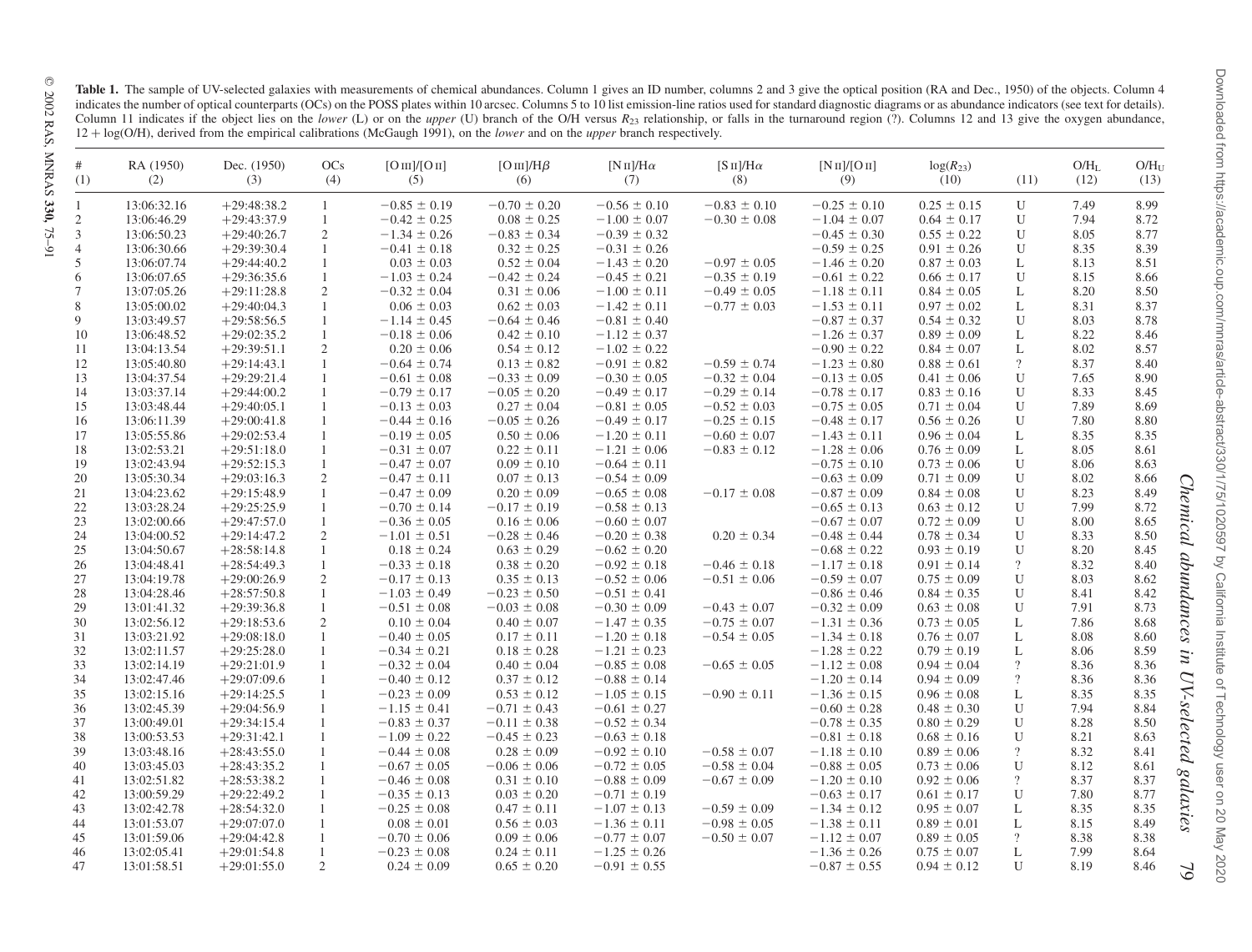**Table 1.** The sample of UV-selected galaxies with measurements of chemical abundances. Column 1 gives an ID number, columns 2 and 3 give the optical position (RA and Dec., 1950) of the objects. Column 4 indicates the number of optical counterparts (OCs) on the POSS plates within 10 arcsec. Columns 5 to 10 list emission-line ratios used for standard diagnostic diagrams or as abundance indicators (see text for details). Column 11 indicates if the object lies on the *lower* (L) or on the *upper* (U) branch of the O/H versus $R_{23}$ relationship, or falls in the turnaround region (?). Columns 12 and 13 give the oxygen abundance, $12 + \log(\mathrm{O/H})$, derived from the empirical calibrations (McGaugh 1991), on the *lower* and on the *upper* branch respectively.

| # (1) | RA (1950) (2) | Dec. (1950) (3) | OCs (4) | [O III]/[O II] (5) | [O III]/H$\beta$ (6) | [N II]/H$\alpha$ (7) | [S II]/H$\alpha$ (8) | [N II]/[O II] (9) | log($R_{23}$) (10) | (11) | O/H$_\mathrm{L}$ (12) | O/H$_\mathrm{U}$ (13) |
|---|---|---|---|---|---|---|---|---|---|---|---|---|
| 1 | 13:06:32.16 | +29:48:38.2 | 1 | −0.85 ± 0.19 | −0.70 ± 0.20 | −0.56 ± 0.10 | −0.83 ± 0.10 | −0.25 ± 0.10 | 0.25 ± 0.15 | U | 7.49 | 8.99 |
| 2 | 13:06:46.29 | +29:43:37.9 | 1 | −0.42 ± 0.25 | 0.08 ± 0.25 | −1.00 ± 0.07 | −0.30 ± 0.08 | −1.04 ± 0.07 | 0.64 ± 0.17 | U | 7.94 | 8.72 |
| 3 | 13:06:50.23 | +29:40:26.7 | 2 | −1.34 ± 0.26 | −0.83 ± 0.34 | −0.39 ± 0.32 | | −0.45 ± 0.30 | 0.55 ± 0.22 | U | 8.05 | 8.77 |
| 4 | 13:06:30.66 | +29:39:30.4 | 1 | −0.41 ± 0.18 | 0.32 ± 0.25 | −0.31 ± 0.26 | | −0.59 ± 0.25 | 0.91 ± 0.26 | U | 8.35 | 8.39 |
| 5 | 13:06:07.74 | +29:44:40.2 | 1 | 0.03 ± 0.03 | 0.52 ± 0.04 | −1.43 ± 0.20 | −0.97 ± 0.05 | −1.46 ± 0.20 | 0.87 ± 0.03 | L | 8.13 | 8.51 |
| 6 | 13:06:07.65 | +29:36:35.6 | 1 | −1.03 ± 0.24 | −0.42 ± 0.24 | −0.45 ± 0.21 | −0.35 ± 0.19 | −0.61 ± 0.22 | 0.66 ± 0.17 | U | 8.15 | 8.66 |
| 7 | 13:07:05.26 | +29:11:28.8 | 2 | −0.32 ± 0.04 | 0.31 ± 0.06 | −1.00 ± 0.11 | −0.49 ± 0.05 | −1.18 ± 0.11 | 0.84 ± 0.05 | L | 8.20 | 8.50 |
| 8 | 13:05:00.02 | +29:40:04.3 | 1 | 0.06 ± 0.03 | 0.62 ± 0.03 | −1.42 ± 0.11 | −0.77 ± 0.03 | −1.53 ± 0.11 | 0.97 ± 0.02 | L | 8.31 | 8.37 |
| 9 | 13:03:49.57 | +29:58:56.5 | 1 | −1.14 ± 0.45 | −0.64 ± 0.46 | −0.81 ± 0.40 | | −0.87 ± 0.37 | 0.54 ± 0.32 | U | 8.03 | 8.78 |
| 10 | 13:06:48.52 | +29:02:35.2 | 1 | −0.18 ± 0.06 | 0.42 ± 0.10 | −1.12 ± 0.37 | | −1.26 ± 0.37 | 0.89 ± 0.09 | L | 8.22 | 8.46 |
| 11 | 13:04:13.54 | +29:39:51.1 | 2 | 0.20 ± 0.06 | 0.54 ± 0.12 | −1.02 ± 0.22 | | −0.90 ± 0.22 | 0.84 ± 0.07 | L | 8.02 | 8.57 |
| 12 | 13:05:40.80 | +29:14:43.1 | 1 | −0.64 ± 0.74 | 0.13 ± 0.82 | −0.91 ± 0.82 | −0.59 ± 0.74 | −1.23 ± 0.80 | 0.88 ± 0.61 | ? | 8.37 | 8.40 |
| 13 | 13:04:37.54 | +29:29:21.4 | 1 | −0.61 ± 0.08 | −0.33 ± 0.09 | −0.30 ± 0.05 | −0.32 ± 0.04 | −0.13 ± 0.05 | 0.41 ± 0.06 | U | 7.65 | 8.90 |
| 14 | 13:03:37.14 | +29:44:00.2 | 1 | −0.79 ± 0.17 | −0.05 ± 0.20 | −0.49 ± 0.17 | −0.29 ± 0.14 | −0.78 ± 0.17 | 0.83 ± 0.16 | U | 8.33 | 8.45 |
| 15 | 13:03:48.44 | +29:40:05.1 | 1 | −0.13 ± 0.03 | 0.27 ± 0.04 | −0.81 ± 0.05 | −0.52 ± 0.03 | −0.75 ± 0.05 | 0.71 ± 0.04 | U | 7.89 | 8.69 |
| 16 | 13:06:11.39 | +29:00:41.8 | 1 | −0.44 ± 0.16 | −0.05 ± 0.26 | −0.49 ± 0.17 | −0.25 ± 0.15 | −0.48 ± 0.17 | 0.56 ± 0.26 | U | 7.80 | 8.80 |
| 17 | 13:05:55.86 | +29:02:53.4 | 1 | −0.19 ± 0.05 | 0.50 ± 0.06 | −1.20 ± 0.11 | −0.60 ± 0.07 | −1.43 ± 0.11 | 0.96 ± 0.04 | L | 8.35 | 8.35 |
| 18 | 13:02:53.21 | +29:51:18.0 | 1 | −0.31 ± 0.07 | 0.22 ± 0.11 | −1.21 ± 0.06 | −0.83 ± 0.12 | −1.28 ± 0.06 | 0.76 ± 0.09 | L | 8.05 | 8.61 |
| 19 | 13:02:43.94 | +29:52:15.3 | 1 | −0.47 ± 0.07 | 0.09 ± 0.10 | −0.64 ± 0.11 | | −0.75 ± 0.10 | 0.73 ± 0.06 | U | 8.06 | 8.63 |
| 20 | 13:05:30.34 | +29:03:16.3 | 2 | −0.47 ± 0.11 | 0.07 ± 0.13 | −0.54 ± 0.09 | | −0.63 ± 0.09 | 0.71 ± 0.09 | U | 8.02 | 8.66 |
| 21 | 13:04:23.62 | +29:15:48.9 | 1 | −0.47 ± 0.09 | 0.20 ± 0.09 | −0.65 ± 0.08 | −0.17 ± 0.08 | −0.87 ± 0.09 | 0.84 ± 0.08 | U | 8.23 | 8.49 |
| 22 | 13:03:28.24 | +29:25:25.9 | 1 | −0.70 ± 0.14 | −0.17 ± 0.19 | −0.58 ± 0.13 | | −0.65 ± 0.13 | 0.63 ± 0.12 | U | 7.99 | 8.72 |
| 23 | 13:02:00.66 | +29:47:57.0 | 1 | −0.36 ± 0.05 | 0.16 ± 0.06 | −0.60 ± 0.07 | | −0.67 ± 0.07 | 0.72 ± 0.09 | U | 8.00 | 8.65 |
| 24 | 13:04:00.52 | +29:14:47.2 | 2 | −1.01 ± 0.51 | −0.28 ± 0.46 | −0.20 ± 0.38 | 0.20 ± 0.34 | −0.48 ± 0.44 | 0.78 ± 0.34 | U | 8.33 | 8.50 |
| 25 | 13:04:50.67 | +28:58:14.8 | 1 | 0.18 ± 0.24 | 0.63 ± 0.29 | −0.62 ± 0.20 | | −0.68 ± 0.22 | 0.93 ± 0.19 | U | 8.20 | 8.45 |
| 26 | 13:04:48.41 | +28:54:49.3 | 1 | −0.33 ± 0.18 | 0.38 ± 0.20 | −0.92 ± 0.18 | −0.46 ± 0.18 | −1.17 ± 0.18 | 0.91 ± 0.14 | ? | 8.32 | 8.40 |
| 27 | 13:04:19.78 | +29:00:26.9 | 2 | −0.17 ± 0.13 | 0.35 ± 0.13 | −0.52 ± 0.06 | −0.51 ± 0.06 | −0.59 ± 0.07 | 0.75 ± 0.09 | U | 8.03 | 8.62 |
| 28 | 13:04:28.46 | +28:57:50.8 | 1 | −1.03 ± 0.49 | −0.23 ± 0.50 | −0.51 ± 0.41 | | −0.86 ± 0.46 | 0.84 ± 0.35 | U | 8.41 | 8.42 |
| 29 | 13:01:41.32 | +29:39:36.8 | 1 | −0.51 ± 0.08 | −0.03 ± 0.08 | −0.30 ± 0.09 | −0.43 ± 0.07 | −0.32 ± 0.09 | 0.63 ± 0.08 | U | 7.91 | 8.73 |
| 30 | 13:02:56.12 | +29:18:53.6 | 2 | 0.10 ± 0.04 | 0.40 ± 0.07 | −1.47 ± 0.35 | −0.75 ± 0.07 | −1.31 ± 0.36 | 0.73 ± 0.05 | L | 7.86 | 8.68 |
| 31 | 13:03:21.92 | +29:08:18.0 | 1 | −0.40 ± 0.05 | 0.17 ± 0.11 | −1.20 ± 0.18 | −0.54 ± 0.05 | −1.34 ± 0.18 | 0.76 ± 0.07 | L | 8.08 | 8.60 |
| 32 | 13:02:11.57 | +29:25:28.0 | 1 | −0.34 ± 0.21 | 0.18 ± 0.28 | −1.21 ± 0.23 | | −1.28 ± 0.22 | 0.79 ± 0.19 | L | 8.06 | 8.59 |
| 33 | 13:02:14.19 | +29:21:01.9 | 1 | −0.32 ± 0.04 | 0.40 ± 0.04 | −0.85 ± 0.08 | −0.65 ± 0.05 | −1.12 ± 0.08 | 0.94 ± 0.04 | ? | 8.36 | 8.36 |
| 34 | 13:02:47.46 | +29:07:09.6 | 1 | −0.40 ± 0.12 | 0.37 ± 0.12 | −0.88 ± 0.14 | | −1.20 ± 0.14 | 0.94 ± 0.09 | ? | 8.36 | 8.36 |
| 35 | 13:02:15.16 | +29:14:25.5 | 1 | −0.23 ± 0.09 | 0.53 ± 0.12 | −1.05 ± 0.15 | −0.90 ± 0.11 | −1.36 ± 0.15 | 0.96 ± 0.08 | L | 8.35 | 8.35 |
| 36 | 13:02:45.39 | +29:04:56.9 | 1 | −1.15 ± 0.41 | −0.71 ± 0.43 | −0.61 ± 0.27 | | −0.60 ± 0.28 | 0.48 ± 0.30 | U | 7.94 | 8.84 |
| 37 | 13:00:49.01 | +29:34:15.4 | 1 | −0.83 ± 0.37 | −0.11 ± 0.38 | −0.52 ± 0.34 | | −0.78 ± 0.35 | 0.80 ± 0.29 | U | 8.28 | 8.50 |
| 38 | 13:00:53.53 | +29:31:42.1 | 1 | −1.09 ± 0.22 | −0.45 ± 0.23 | −0.63 ± 0.18 | | −0.81 ± 0.18 | 0.68 ± 0.16 | U | 8.21 | 8.63 |
| 39 | 13:03:48.16 | +28:43:55.0 | 1 | −0.44 ± 0.08 | 0.28 ± 0.09 | −0.92 ± 0.10 | −0.58 ± 0.07 | −1.18 ± 0.10 | 0.89 ± 0.06 | ? | 8.32 | 8.41 |
| 40 | 13:03:45.03 | +28:43:35.2 | 1 | −0.67 ± 0.05 | −0.06 ± 0.06 | −0.72 ± 0.05 | −0.58 ± 0.04 | −0.88 ± 0.05 | 0.73 ± 0.06 | U | 8.12 | 8.61 |
| 41 | 13:02:51.82 | +28:53:38.2 | 1 | −0.46 ± 0.08 | 0.31 ± 0.10 | −0.88 ± 0.09 | −0.67 ± 0.09 | −1.20 ± 0.10 | 0.92 ± 0.06 | ? | 8.37 | 8.37 |
| 42 | 13:00:59.29 | +29:22:49.2 | 1 | −0.35 ± 0.13 | 0.03 ± 0.20 | −0.71 ± 0.19 | | −0.63 ± 0.17 | 0.61 ± 0.17 | U | 7.80 | 8.77 |
| 43 | 13:02:42.78 | +28:54:32.0 | 1 | −0.25 ± 0.08 | 0.47 ± 0.11 | −1.07 ± 0.13 | −0.59 ± 0.09 | −1.34 ± 0.12 | 0.95 ± 0.07 | L | 8.35 | 8.35 |
| 44 | 13:01:53.07 | +29:07:07.0 | 1 | 0.08 ± 0.01 | 0.56 ± 0.03 | −1.36 ± 0.11 | −0.98 ± 0.05 | −1.38 ± 0.11 | 0.89 ± 0.01 | L | 8.15 | 8.49 |
| 45 | 13:01:59.06 | +29:04:42.8 | 1 | −0.70 ± 0.06 | 0.09 ± 0.06 | −0.77 ± 0.07 | −0.50 ± 0.07 | −1.12 ± 0.07 | 0.89 ± 0.05 | ? | 8.38 | 8.38 |
| 46 | 13:02:05.41 | +29:01:54.8 | 1 | −0.23 ± 0.08 | 0.24 ± 0.11 | −1.25 ± 0.26 | | −1.36 ± 0.26 | 0.75 ± 0.07 | L | 7.99 | 8.64 |
| 47 | 13:01:58.51 | +29:01:55.0 | 2 | 0.24 ± 0.09 | 0.65 ± 0.20 | −0.91 ± 0.55 | | −0.87 ± 0.55 | 0.94 ± 0.12 | U | 8.19 | 8.46 |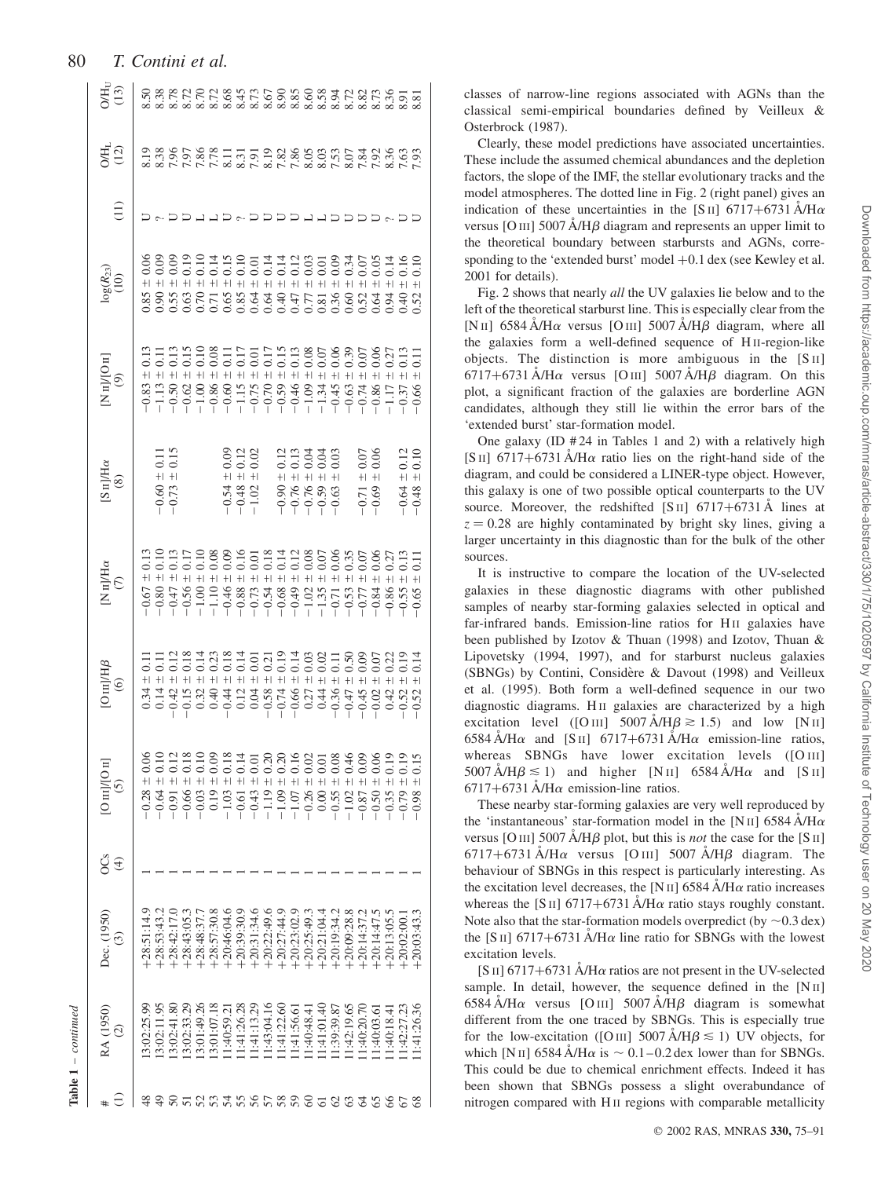**Table 1** – *continued*

| # (1) | RA (1950) (2) | Dec. (1950) (3) | OCs (4) | [O III]/[O II] (5) | [O III]/Hβ (6) | [N II]/Hα (7) | [S II]/Hα (8) | [N II]/[O II] (9) | log($R_{23}$) (10) | (11) | O/H$_L$ (12) | O/H$_U$ (13) |
|---|---|---|---|---|---|---|---|---|---|---|---|---|
| 48 | 13:02:25.99 | +28:51:14.9 | 1 | −0.28 ± 0.06 | 0.34 ± 0.11 | −0.67 ± 0.13 | | −0.83 ± 0.13 | 0.85 ± 0.06 | U | 8.19 | 8.50 |
| 49 | 13:02:11.95 | +28:53:43.2 | 1 | −0.64 ± 0.10 | 0.14 ± 0.11 | −0.80 ± 0.10 | −0.60 ± 0.11 | −1.13 ± 0.11 | 0.90 ± 0.09 | ? | 8.38 | 8.38 |
| 50 | 13:02:41.80 | +28:42:17.0 | 1 | −0.91 ± 0.12 | −0.42 ± 0.12 | −0.47 ± 0.13 | −0.73 ± 0.15 | −0.50 ± 0.13 | 0.55 ± 0.09 | U | 7.96 | 8.78 |
| 51 | 13:02:33.29 | +28:43:05.3 | 1 | −0.66 ± 0.18 | −0.15 ± 0.18 | −0.56 ± 0.17 | | −0.62 ± 0.15 | 0.63 ± 0.19 | U | 7.97 | 8.72 |
| 52 | 13:01:49.26 | +28:48:37.7 | 1 | −0.03 ± 0.10 | 0.32 ± 0.14 | −1.00 ± 0.10 | | −1.00 ± 0.10 | 0.70 ± 0.10 | L | 7.86 | 8.70 |
| 53 | 13:01:07.18 | +28:57:30.8 | 1 | 0.19 ± 0.09 | 0.40 ± 0.23 | −1.10 ± 0.08 | | −0.86 ± 0.08 | 0.71 ± 0.14 | L | 7.78 | 8.72 |
| 54 | 11:40:59.21 | +20:46:04.6 | 1 | −1.03 ± 0.18 | −0.44 ± 0.18 | −0.46 ± 0.09 | −0.54 ± 0.09 | −0.60 ± 0.11 | 0.65 ± 0.15 | U | 8.11 | 8.68 |
| 55 | 11:41:26.28 | +20:39:30.9 | 1 | −0.61 ± 0.14 | 0.12 ± 0.14 | −0.88 ± 0.16 | −0.48 ± 0.12 | −1.15 ± 0.17 | 0.85 ± 0.10 | ? | 8.31 | 8.45 |
| 56 | 11:41:13.29 | +20:31:34.6 | 1 | −0.43 ± 0.01 | 0.04 ± 0.01 | −0.73 ± 0.01 | −1.02 ± 0.02 | −0.75 ± 0.01 | 0.64 ± 0.01 | U | 7.91 | 8.73 |
| 57 | 11:43:04.16 | +20:22:49.6 | 1 | −1.19 ± 0.20 | −0.58 ± 0.21 | −0.54 ± 0.18 | | −0.70 ± 0.17 | 0.64 ± 0.14 | U | 8.19 | 8.67 |
| 58 | 11:41:22.60 | +20:27:44.9 | 1 | −1.09 ± 0.20 | −0.74 ± 0.19 | −0.68 ± 0.14 | −0.90 ± 0.12 | −0.59 ± 0.15 | 0.40 ± 0.14 | U | 7.82 | 8.90 |
| 59 | 11:41:56.61 | +20:23:02.9 | 1 | −1.07 ± 0.16 | −0.66 ± 0.14 | −0.49 ± 0.12 | −0.76 ± 0.13 | −0.46 ± 0.13 | 0.47 ± 0.12 | U | 7.86 | 8.85 |
| 60 | 11:40:48.41 | +20:25:49.3 | 1 | −0.26 ± 0.02 | 0.27 ± 0.03 | −1.02 ± 0.08 | −0.76 ± 0.04 | −1.09 ± 0.08 | 0.77 ± 0.03 | L | 8.05 | 8.60 |
| 61 | 11:41:01.40 | +20:21:04.4 | 1 | 0.00 ± 0.01 | 0.44 ± 0.02 | −1.35 ± 0.07 | −0.59 ± 0.04 | −1.34 ± 0.07 | 0.81 ± 0.01 | L | 8.03 | 8.58 |
| 62 | 11:39:39.87 | +20:19:34.2 | 1 | −0.55 ± 0.08 | −0.36 ± 0.11 | −0.71 ± 0.06 | −0.63 ± 0.03 | −0.45 ± 0.06 | 0.36 ± 0.09 | U | 7.53 | 8.94 |
| 63 | 11:42:19.65 | +20:09:28.8 | 1 | −1.02 ± 0.46 | −0.47 ± 0.50 | −0.53 ± 0.35 | | −0.63 ± 0.39 | 0.60 ± 0.34 | U | 8.07 | 8.72 |
| 64 | 11:40:20.70 | +20:14:37.2 | 1 | −0.87 ± 0.09 | −0.45 ± 0.09 | −0.77 ± 0.07 | −0.71 ± 0.07 | −0.74 ± 0.07 | 0.52 ± 0.07 | U | 7.84 | 8.82 |
| 65 | 11:40:03.61 | +20:14:47.5 | 1 | −0.50 ± 0.06 | −0.02 ± 0.07 | −0.84 ± 0.06 | −0.69 ± 0.06 | −0.86 ± 0.06 | 0.64 ± 0.05 | U | 7.92 | 8.73 |
| 66 | 11:40:18.41 | +20:13:05.5 | 1 | −0.35 ± 0.19 | 0.42 ± 0.22 | −0.86 ± 0.27 | | −1.17 ± 0.27 | 0.94 ± 0.14 | ? | 8.36 | 8.36 |
| 67 | 11:42:27.23 | +20:02:00.1 | 1 | −0.79 ± 0.19 | −0.52 ± 0.19 | −0.55 ± 0.13 | −0.64 ± 0.12 | −0.37 ± 0.13 | 0.40 ± 0.16 | U | 7.63 | 8.91 |
| 68 | 11:41:26.36 | +20:03:43.3 | 1 | −0.98 ± 0.15 | −0.52 ± 0.14 | −0.65 ± 0.11 | −0.48 ± 0.10 | −0.66 ± 0.11 | 0.52 ± 0.10 | U | 7.93 | 8.81 |

classes of narrow-line regions associated with AGNs than the classical semi-empirical boundaries defined by Veilleux & Osterbrock (1987).

Clearly, these model predictions have associated uncertainties. These include the assumed chemical abundances and the depletion factors, the slope of the IMF, the stellar evolutionary tracks and the model atmospheres. The dotted line in Fig. 2 (right panel) gives an indication of these uncertainties in the [S II] 6717+6731 Å/Hα versus [O III] 5007 Å/Hβ diagram and represents an upper limit to the theoretical boundary between starbursts and AGNs, corresponding to the 'extended burst' model +0.1 dex (see Kewley et al. 2001 for details).

Fig. 2 shows that nearly *all* the UV galaxies lie below and to the left of the theoretical starburst line. This is especially clear from the [N II] 6584 Å/Hα versus [O III] 5007 Å/Hβ diagram, where all the galaxies form a well-defined sequence of H II-region-like objects. The distinction is more ambiguous in the [S II] 6717+6731 Å/Hα versus [O III] 5007 Å/Hβ diagram. On this plot, a significant fraction of the galaxies are borderline AGN candidates, although they still lie within the error bars of the 'extended burst' star-formation model.

One galaxy (ID # 24 in Tables 1 and 2) with a relatively high [S II] 6717+6731 Å/Hα ratio lies on the right-hand side of the diagram, and could be considered a LINER-type object. However, this galaxy is one of two possible optical counterparts to the UV source. Moreover, the redshifted [S II] 6717+6731 Å lines at $z = 0.28$ are highly contaminated by bright sky lines, giving a larger uncertainty in this diagnostic than for the bulk of the other sources.

It is instructive to compare the location of the UV-selected galaxies in these diagnostic diagrams with other published samples of nearby star-forming galaxies selected in optical and far-infrared bands. Emission-line ratios for H II galaxies have been published by Izotov & Thuan (1998) and Izotov, Thuan & Lipovetsky (1994, 1997), and for starburst nucleus galaxies (SBNGs) by Contini, Considère & Davout (1998) and Veilleux et al. (1995). Both form a well-defined sequence in our two diagnostic diagrams. H II galaxies are characterized by a high excitation level ([O III] 5007 Å/Hβ $\gtrsim 1.5$) and low [N II] 6584 Å/Hα and [S II] 6717+6731 Å/Hα emission-line ratios, whereas SBNGs have lower excitation levels ([O III] 5007 Å/Hβ $\lesssim 1$) and higher [N II] 6584 Å/Hα and [S II] 6717+6731 Å/Hα emission-line ratios.

These nearby star-forming galaxies are very well reproduced by the 'instantaneous' star-formation model in the [N II] 6584 Å/Hα versus [O III] 5007 Å/Hβ plot, but this is *not* the case for the [S II] 6717+6731 Å/Hα versus [O III] 5007 Å/Hβ diagram. The behaviour of SBNGs in this respect is particularly interesting. As the excitation level decreases, the [N II] 6584 Å/Hα ratio increases whereas the [S II] 6717+6731 Å/Hα ratio stays roughly constant. Note also that the star-formation models overpredict (by ~0.3 dex) the [S II] 6717+6731 Å/Hα line ratio for SBNGs with the lowest excitation levels.

[S II] 6717+6731 Å/Hα ratios are not present in the UV-selected sample. In detail, however, the sequence defined in the [N II] 6584 Å/Hα versus [O III] 5007 Å/Hβ diagram is somewhat different from the one traced by SBNGs. This is especially true for the low-excitation ([O III] 5007 Å/Hβ $\lesssim 1$) UV objects, for which [N II] 6584 Å/Hα is ~ 0.1–0.2 dex lower than for SBNGs. This could be due to chemical enrichment effects. Indeed it has been shown that SBNGs possess a slight overabundance of nitrogen compared with H II regions with comparable metallicity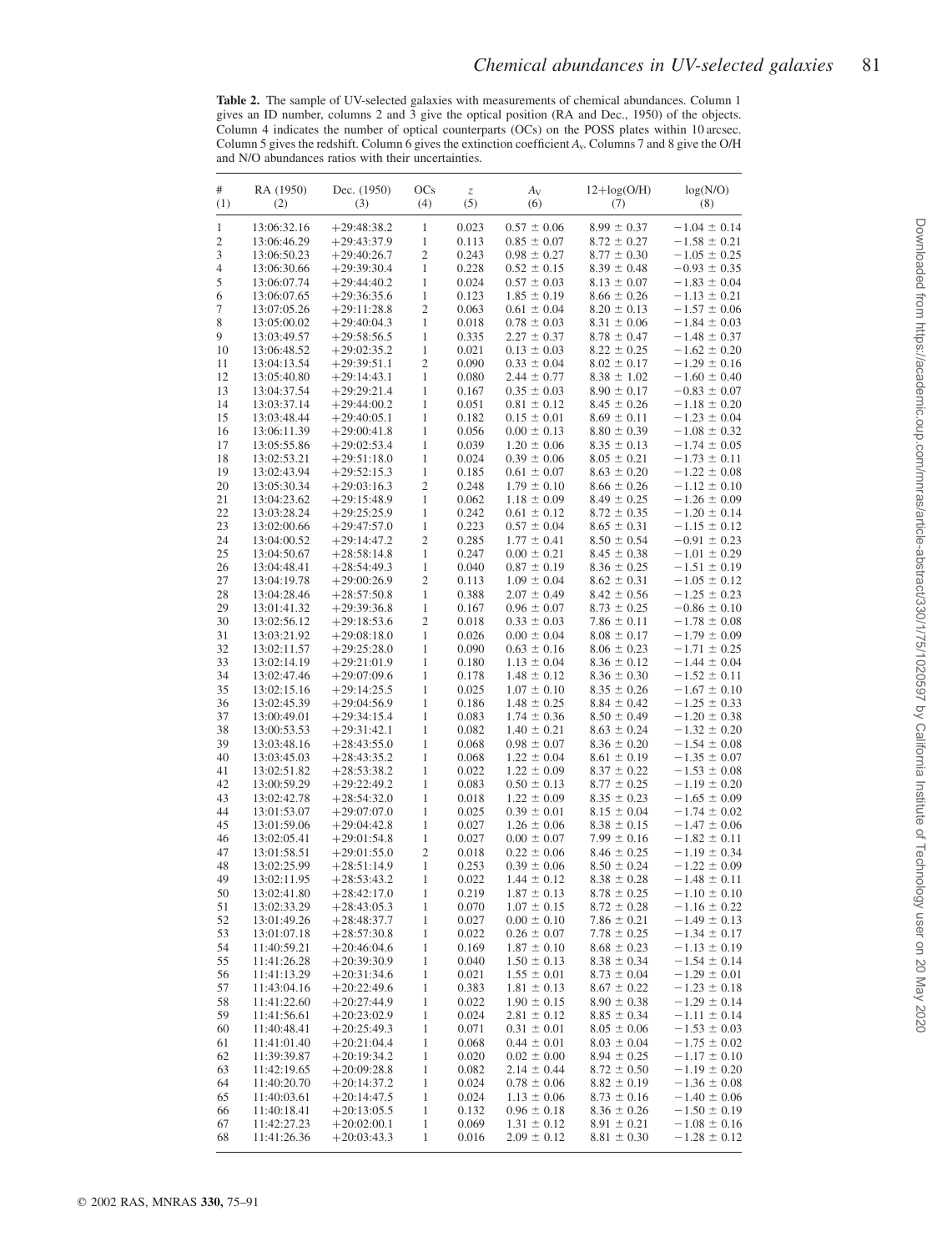**Table 2.** The sample of UV-selected galaxies with measurements of chemical abundances. Column 1 gives an ID number, columns 2 and 3 give the optical position (RA and Dec., 1950) of the objects. Column 4 indicates the number of optical counterparts (OCs) on the POSS plates within 10 arcsec. Column 5 gives the redshift. Column 6 gives the extinction coefficient $A_v$. Columns 7 and 8 give the O/H and N/O abundances ratios with their uncertainties.

| # (1) | RA (1950) (2) | Dec. (1950) (3) | OCs (4) | $z$ (5) | $A_V$ (6) | 12+log(O/H) (7) | log(N/O) (8) |
|---|---|---|---|---|---|---|---|
| 1 | 13:06:32.16 | +29:48:38.2 | 1 | 0.023 | 0.57 ± 0.06 | 8.99 ± 0.37 | −1.04 ± 0.14 |
| 2 | 13:06:46.29 | +29:43:37.9 | 1 | 0.113 | 0.85 ± 0.07 | 8.72 ± 0.27 | −1.58 ± 0.21 |
| 3 | 13:06:50.23 | +29:40:26.7 | 2 | 0.243 | 0.98 ± 0.27 | 8.77 ± 0.30 | −1.05 ± 0.25 |
| 4 | 13:06:30.66 | +29:39:30.4 | 1 | 0.228 | 0.52 ± 0.15 | 8.39 ± 0.48 | −0.93 ± 0.35 |
| 5 | 13:06:07.74 | +29:44:40.2 | 1 | 0.024 | 0.57 ± 0.03 | 8.13 ± 0.07 | −1.83 ± 0.04 |
| 6 | 13:06:07.65 | +29:36:35.6 | 1 | 0.123 | 1.85 ± 0.19 | 8.66 ± 0.26 | −1.13 ± 0.21 |
| 7 | 13:07:05.26 | +29:11:28.8 | 2 | 0.063 | 0.61 ± 0.04 | 8.20 ± 0.13 | −1.57 ± 0.06 |
| 8 | 13:05:00.02 | +29:40:04.3 | 1 | 0.018 | 0.78 ± 0.03 | 8.31 ± 0.06 | −1.84 ± 0.03 |
| 9 | 13:03:49.57 | +29:58:56.5 | 1 | 0.335 | 2.27 ± 0.37 | 8.78 ± 0.47 | −1.48 ± 0.37 |
| 10 | 13:06:48.52 | +29:02:35.2 | 1 | 0.021 | 0.13 ± 0.03 | 8.22 ± 0.25 | −1.62 ± 0.20 |
| 11 | 13:04:13.54 | +29:39:51.1 | 2 | 0.090 | 0.33 ± 0.04 | 8.02 ± 0.17 | −1.29 ± 0.16 |
| 12 | 13:05:40.80 | +29:14:43.1 | 1 | 0.080 | 2.44 ± 0.77 | 8.38 ± 1.02 | −1.60 ± 0.40 |
| 13 | 13:04:37.54 | +29:29:21.4 | 1 | 0.167 | 0.35 ± 0.03 | 8.90 ± 0.17 | −0.83 ± 0.07 |
| 14 | 13:03:37.14 | +29:44:00.2 | 1 | 0.051 | 0.81 ± 0.12 | 8.45 ± 0.26 | −1.18 ± 0.20 |
| 15 | 13:03:48.44 | +29:40:05.1 | 1 | 0.182 | 0.15 ± 0.01 | 8.69 ± 0.11 | −1.23 ± 0.04 |
| 16 | 13:06:11.39 | +29:00:41.8 | 1 | 0.056 | 0.00 ± 0.13 | 8.80 ± 0.39 | −1.08 ± 0.32 |
| 17 | 13:05:55.86 | +29:02:53.4 | 1 | 0.039 | 1.20 ± 0.06 | 8.35 ± 0.13 | −1.74 ± 0.05 |
| 18 | 13:02:53.21 | +29:51:18.0 | 1 | 0.024 | 0.39 ± 0.06 | 8.05 ± 0.21 | −1.73 ± 0.11 |
| 19 | 13:02:43.94 | +29:52:15.3 | 1 | 0.185 | 0.61 ± 0.07 | 8.63 ± 0.20 | −1.22 ± 0.08 |
| 20 | 13:05:30.34 | +29:03:16.3 | 2 | 0.248 | 1.79 ± 0.10 | 8.66 ± 0.26 | −1.12 ± 0.10 |
| 21 | 13:04:23.62 | +29:15:48.9 | 1 | 0.062 | 1.18 ± 0.09 | 8.49 ± 0.25 | −1.26 ± 0.09 |
| 22 | 13:03:28.24 | +29:25:25.9 | 1 | 0.242 | 0.61 ± 0.12 | 8.72 ± 0.35 | −1.20 ± 0.14 |
| 23 | 13:02:00.66 | +29:47:57.0 | 1 | 0.223 | 0.57 ± 0.04 | 8.65 ± 0.31 | −1.15 ± 0.12 |
| 24 | 13:04:00.52 | +29:14:47.2 | 2 | 0.285 | 1.77 ± 0.41 | 8.50 ± 0.54 | −0.91 ± 0.23 |
| 25 | 13:04:50.67 | +28:58:14.8 | 1 | 0.247 | 0.00 ± 0.21 | 8.45 ± 0.38 | −1.01 ± 0.29 |
| 26 | 13:04:48.41 | +28:54:49.3 | 1 | 0.040 | 0.87 ± 0.19 | 8.36 ± 0.25 | −1.51 ± 0.19 |
| 27 | 13:04:19.78 | +29:00:26.9 | 2 | 0.113 | 1.09 ± 0.04 | 8.62 ± 0.31 | −1.05 ± 0.12 |
| 28 | 13:04:28.46 | +28:57:50.8 | 1 | 0.388 | 2.07 ± 0.49 | 8.42 ± 0.56 | −1.25 ± 0.23 |
| 29 | 13:01:41.32 | +29:39:36.8 | 1 | 0.167 | 0.96 ± 0.07 | 8.73 ± 0.25 | −0.86 ± 0.10 |
| 30 | 13:02:56.12 | +29:18:53.6 | 2 | 0.018 | 0.33 ± 0.03 | 7.86 ± 0.11 | −1.78 ± 0.08 |
| 31 | 13:03:21.92 | +29:08:18.0 | 1 | 0.026 | 0.00 ± 0.04 | 8.08 ± 0.17 | −1.79 ± 0.09 |
| 32 | 13:02:11.57 | +29:25:28.0 | 1 | 0.090 | 0.63 ± 0.16 | 8.06 ± 0.23 | −1.71 ± 0.25 |
| 33 | 13:02:14.19 | +29:21:01.9 | 1 | 0.180 | 1.13 ± 0.04 | 8.36 ± 0.12 | −1.44 ± 0.04 |
| 34 | 13:02:47.46 | +29:07:09.6 | 1 | 0.178 | 1.48 ± 0.12 | 8.36 ± 0.30 | −1.52 ± 0.11 |
| 35 | 13:02:15.16 | +29:14:25.5 | 1 | 0.025 | 1.07 ± 0.10 | 8.35 ± 0.26 | −1.67 ± 0.10 |
| 36 | 13:02:45.39 | +29:04:56.9 | 1 | 0.186 | 1.48 ± 0.25 | 8.84 ± 0.42 | −1.25 ± 0.33 |
| 37 | 13:00:49.01 | +29:34:15.4 | 1 | 0.083 | 1.74 ± 0.36 | 8.50 ± 0.49 | −1.20 ± 0.38 |
| 38 | 13:00:53.53 | +29:31:42.1 | 1 | 0.082 | 1.40 ± 0.21 | 8.63 ± 0.24 | −1.32 ± 0.20 |
| 39 | 13:03:48.16 | +28:43:55.0 | 1 | 0.068 | 0.98 ± 0.07 | 8.36 ± 0.20 | −1.54 ± 0.08 |
| 40 | 13:03:45.03 | +28:43:35.2 | 1 | 0.068 | 1.22 ± 0.04 | 8.61 ± 0.19 | −1.35 ± 0.07 |
| 41 | 13:02:51.82 | +28:53:38.2 | 1 | 0.022 | 1.22 ± 0.09 | 8.37 ± 0.22 | −1.53 ± 0.08 |
| 42 | 13:00:59.29 | +29:22:49.2 | 1 | 0.083 | 0.50 ± 0.13 | 8.77 ± 0.25 | −1.19 ± 0.20 |
| 43 | 13:02:42.78 | +28:54:32.0 | 1 | 0.018 | 1.22 ± 0.09 | 8.35 ± 0.23 | −1.65 ± 0.09 |
| 44 | 13:01:53.07 | +29:07:07.0 | 1 | 0.025 | 0.39 ± 0.01 | 8.15 ± 0.04 | −1.74 ± 0.02 |
| 45 | 13:01:59.06 | +29:04:42.8 | 1 | 0.027 | 1.26 ± 0.06 | 8.38 ± 0.15 | −1.47 ± 0.06 |
| 46 | 13:02:05.41 | +29:01:54.8 | 1 | 0.027 | 0.00 ± 0.07 | 7.99 ± 0.16 | −1.82 ± 0.11 |
| 47 | 13:01:58.51 | +29:01:55.0 | 2 | 0.018 | 0.22 ± 0.06 | 8.46 ± 0.25 | −1.19 ± 0.34 |
| 48 | 13:02:25.99 | +28:51:14.9 | 1 | 0.253 | 0.39 ± 0.06 | 8.50 ± 0.24 | −1.22 ± 0.09 |
| 49 | 13:02:11.95 | +28:53:43.2 | 1 | 0.022 | 1.44 ± 0.12 | 8.38 ± 0.28 | −1.48 ± 0.11 |
| 50 | 13:02:41.80 | +28:42:17.0 | 1 | 0.219 | 1.87 ± 0.13 | 8.78 ± 0.25 | −1.10 ± 0.10 |
| 51 | 13:02:33.29 | +28:43:05.3 | 1 | 0.070 | 1.07 ± 0.15 | 8.72 ± 0.28 | −1.16 ± 0.22 |
| 52 | 13:01:49.26 | +28:48:37.7 | 1 | 0.027 | 0.00 ± 0.10 | 7.86 ± 0.21 | −1.49 ± 0.13 |
| 53 | 13:01:07.18 | +28:57:30.8 | 1 | 0.022 | 0.26 ± 0.07 | 7.78 ± 0.25 | −1.34 ± 0.17 |
| 54 | 11:40:59.21 | +20:46:04.6 | 1 | 0.169 | 1.87 ± 0.10 | 8.68 ± 0.23 | −1.13 ± 0.19 |
| 55 | 11:41:26.28 | +20:39:30.9 | 1 | 0.040 | 1.50 ± 0.13 | 8.38 ± 0.34 | −1.54 ± 0.14 |
| 56 | 11:41:13.29 | +20:31:34.6 | 1 | 0.021 | 1.55 ± 0.01 | 8.73 ± 0.04 | −1.29 ± 0.01 |
| 57 | 11:43:04.16 | +20:22:49.6 | 1 | 0.383 | 1.81 ± 0.13 | 8.67 ± 0.22 | −1.23 ± 0.18 |
| 58 | 11:41:22.60 | +20:27:44.9 | 1 | 0.022 | 1.90 ± 0.15 | 8.90 ± 0.38 | −1.29 ± 0.14 |
| 59 | 11:41:56.61 | +20:23:02.9 | 1 | 0.024 | 2.81 ± 0.12 | 8.85 ± 0.34 | −1.11 ± 0.14 |
| 60 | 11:40:48.41 | +20:25:49.3 | 1 | 0.071 | 0.31 ± 0.01 | 8.05 ± 0.06 | −1.53 ± 0.03 |
| 61 | 11:41:01.40 | +20:21:04.4 | 1 | 0.068 | 0.44 ± 0.01 | 8.03 ± 0.04 | −1.75 ± 0.02 |
| 62 | 11:39:39.87 | +20:19:34.2 | 1 | 0.020 | 0.02 ± 0.00 | 8.94 ± 0.25 | −1.17 ± 0.10 |
| 63 | 11:42:19.65 | +20:09:28.8 | 1 | 0.082 | 2.14 ± 0.44 | 8.72 ± 0.50 | −1.19 ± 0.20 |
| 64 | 11:40:20.70 | +20:14:37.2 | 1 | 0.024 | 0.78 ± 0.06 | 8.82 ± 0.19 | −1.36 ± 0.08 |
| 65 | 11:40:03.61 | +20:14:47.5 | 1 | 0.024 | 1.13 ± 0.06 | 8.73 ± 0.16 | −1.40 ± 0.06 |
| 66 | 11:40:18.41 | +20:13:05.5 | 1 | 0.132 | 0.96 ± 0.18 | 8.36 ± 0.26 | −1.50 ± 0.19 |
| 67 | 11:42:27.23 | +20:02:00.1 | 1 | 0.069 | 1.31 ± 0.12 | 8.91 ± 0.21 | −1.08 ± 0.16 |
| 68 | 11:41:26.36 | +20:03:43.3 | 1 | 0.016 | 2.09 ± 0.12 | 8.81 ± 0.30 | −1.28 ± 0.12 |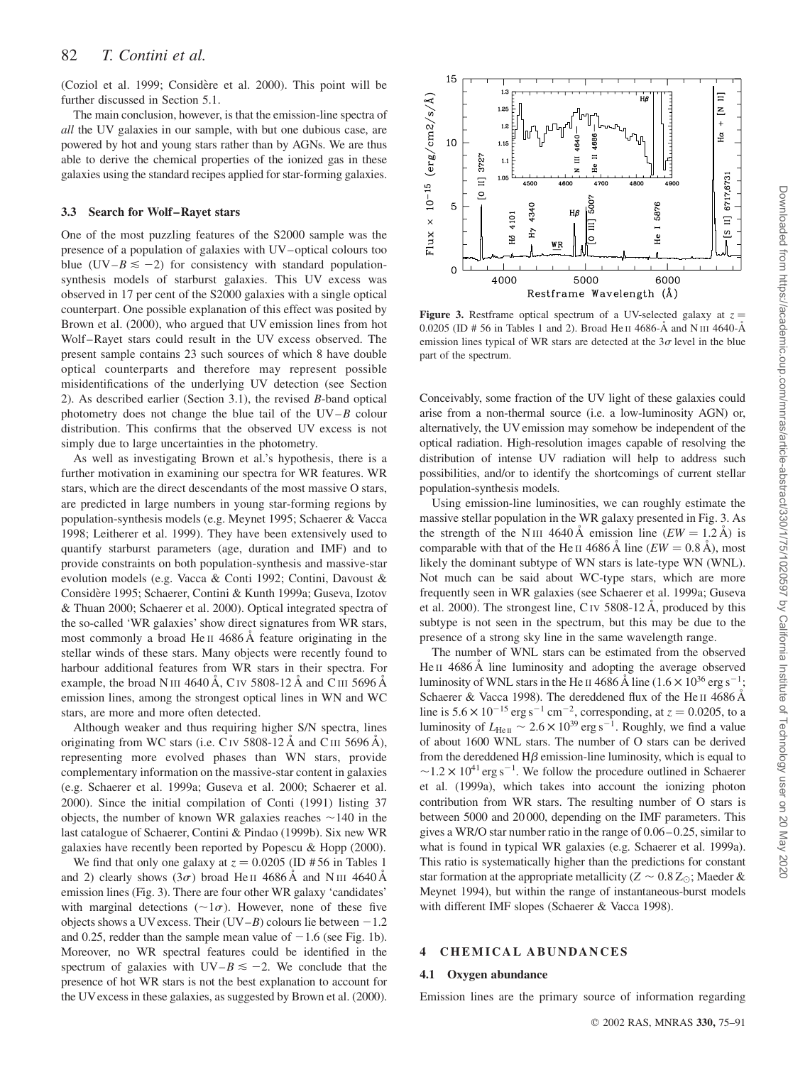(Coziol et al. 1999; Considère et al. 2000). This point will be further discussed in Section 5.1.

The main conclusion, however, is that the emission-line spectra of *all* the UV galaxies in our sample, with but one dubious case, are powered by hot and young stars rather than by AGNs. We are thus able to derive the chemical properties of the ionized gas in these galaxies using the standard recipes applied for star-forming galaxies.

### 3.3 Search for Wolf–Rayet stars

One of the most puzzling features of the S2000 sample was the presence of a population of galaxies with UV–optical colours too blue ($UV-B \lesssim -2$) for consistency with standard population-synthesis models of starburst galaxies. This UV excess was observed in 17 per cent of the S2000 galaxies with a single optical counterpart. One possible explanation of this effect was posited by Brown et al. (2000), who argued that UV emission lines from hot Wolf–Rayet stars could result in the UV excess observed. The present sample contains 23 such sources of which 8 have double optical counterparts and therefore may represent possible misidentifications of the underlying UV detection (see Section 2). As described earlier (Section 3.1), the revised *B*-band optical photometry does not change the blue tail of the $UV-B$ colour distribution. This confirms that the observed UV excess is not simply due to large uncertainties in the photometry.

As well as investigating Brown et al.'s hypothesis, there is a further motivation in examining our spectra for WR features. WR stars, which are the direct descendants of the most massive O stars, are predicted in large numbers in young star-forming regions by population-synthesis models (e.g. Meynet 1995; Schaerer & Vacca 1998; Leitherer et al. 1999). They have been extensively used to quantify starburst parameters (age, duration and IMF) and to provide constraints on both population-synthesis and massive-star evolution models (e.g. Vacca & Conti 1992; Contini, Davoust & Considère 1995; Schaerer, Contini & Kunth 1999a; Guseva, Izotov & Thuan 2000; Schaerer et al. 2000). Optical integrated spectra of the so-called 'WR galaxies' show direct signatures from WR stars, most commonly a broad He II 4686 Å feature originating in the stellar winds of these stars. Many objects were recently found to harbour additional features from WR stars in their spectra. For example, the broad N III 4640 Å, C IV 5808-12 Å and C III 5696 Å emission lines, among the strongest optical lines in WN and WC stars, are more and more often detected.

Although weaker and thus requiring higher S/N spectra, lines originating from WC stars (i.e. C IV 5808-12 Å and C III 5696 Å), representing more evolved phases than WN stars, provide complementary information on the massive-star content in galaxies (e.g. Schaerer et al. 1999a; Guseva et al. 2000; Schaerer et al. 2000). Since the initial compilation of Conti (1991) listing 37 objects, the number of known WR galaxies reaches ~140 in the last catalogue of Schaerer, Contini & Pindao (1999b). Six new WR galaxies have recently been reported by Popescu & Hopp (2000).

We find that only one galaxy at $z = 0.0205$ (ID #56 in Tables 1 and 2) clearly shows ($3\sigma$) broad He II 4686 Å and N III 4640 Å emission lines (Fig. 3). There are four other WR galaxy 'candidates' with marginal detections ($\sim 1\sigma$). However, none of these five objects shows a UV excess. Their ($UV-B$) colours lie between $-1.2$ and 0.25, redder than the sample mean value of $-1.6$ (see Fig. 1b). Moreover, no WR spectral features could be identified in the spectrum of galaxies with $UV-B \lesssim -2$. We conclude that the presence of hot WR stars is not the best explanation to account for the UV excess in these galaxies, as suggested by Brown et al. (2000).

**Figure 3.** Restframe optical spectrum of a UV-selected galaxy at $z = 0.0205$ (ID # 56 in Tables 1 and 2). Broad He II 4686-Å and N III 4640-Å emission lines typical of WR stars are detected at the $3\sigma$ level in the blue part of the spectrum.

Conceivably, some fraction of the UV light of these galaxies could arise from a non-thermal source (i.e. a low-luminosity AGN) or, alternatively, the UV emission may somehow be independent of the optical radiation. High-resolution images capable of resolving the distribution of intense UV radiation will help to address such possibilities, and/or to identify the shortcomings of current stellar population-synthesis models.

Using emission-line luminosities, we can roughly estimate the massive stellar population in the WR galaxy presented in Fig. 3. As the strength of the N III 4640 Å emission line ($EW = 1.2$ Å) is comparable with that of the He II 4686 Å line ($EW = 0.8$ Å), most likely the dominant subtype of WN stars is late-type WN (WNL). Not much can be said about WC-type stars, which are more frequently seen in WR galaxies (see Schaerer et al. 1999a; Guseva et al. 2000). The strongest line, C IV 5808-12 Å, produced by this subtype is not seen in the spectrum, but this may be due to the presence of a strong sky line in the same wavelength range.

The number of WNL stars can be estimated from the observed He II 4686 Å line luminosity and adopting the average observed luminosity of WNL stars in the He II 4686 Å line ($1.6 \times 10^{36}$ erg s$^{-1}$; Schaerer & Vacca 1998). The dereddened flux of the He II 4686 Å line is $5.6 \times 10^{-15}$ erg s$^{-1}$ cm$^{-2}$, corresponding, at $z = 0.0205$, to a luminosity of $L_{\mathrm{He\,II}} \sim 2.6 \times 10^{39}$ erg s$^{-1}$. Roughly, we find a value of about 1600 WNL stars. The number of O stars can be derived from the dereddened H$\beta$ emission-line luminosity, which is equal to $\sim 1.2 \times 10^{41}$ erg s$^{-1}$. We follow the procedure outlined in Schaerer et al. (1999a), which takes into account the ionizing photon contribution from WR stars. The resulting number of O stars is between 5000 and 20 000, depending on the IMF parameters. This gives a WR/O star number ratio in the range of 0.06–0.25, similar to what is found in typical WR galaxies (e.g. Schaerer et al. 1999a). This ratio is systematically higher than the predictions for constant star formation at the appropriate metallicity ($Z \sim 0.8\,Z_{\odot}$; Maeder & Meynet 1994), but within the range of instantaneous-burst models with different IMF slopes (Schaerer & Vacca 1998).

## 4 CHEMICAL ABUNDANCES

### 4.1 Oxygen abundance

Emission lines are the primary source of information regarding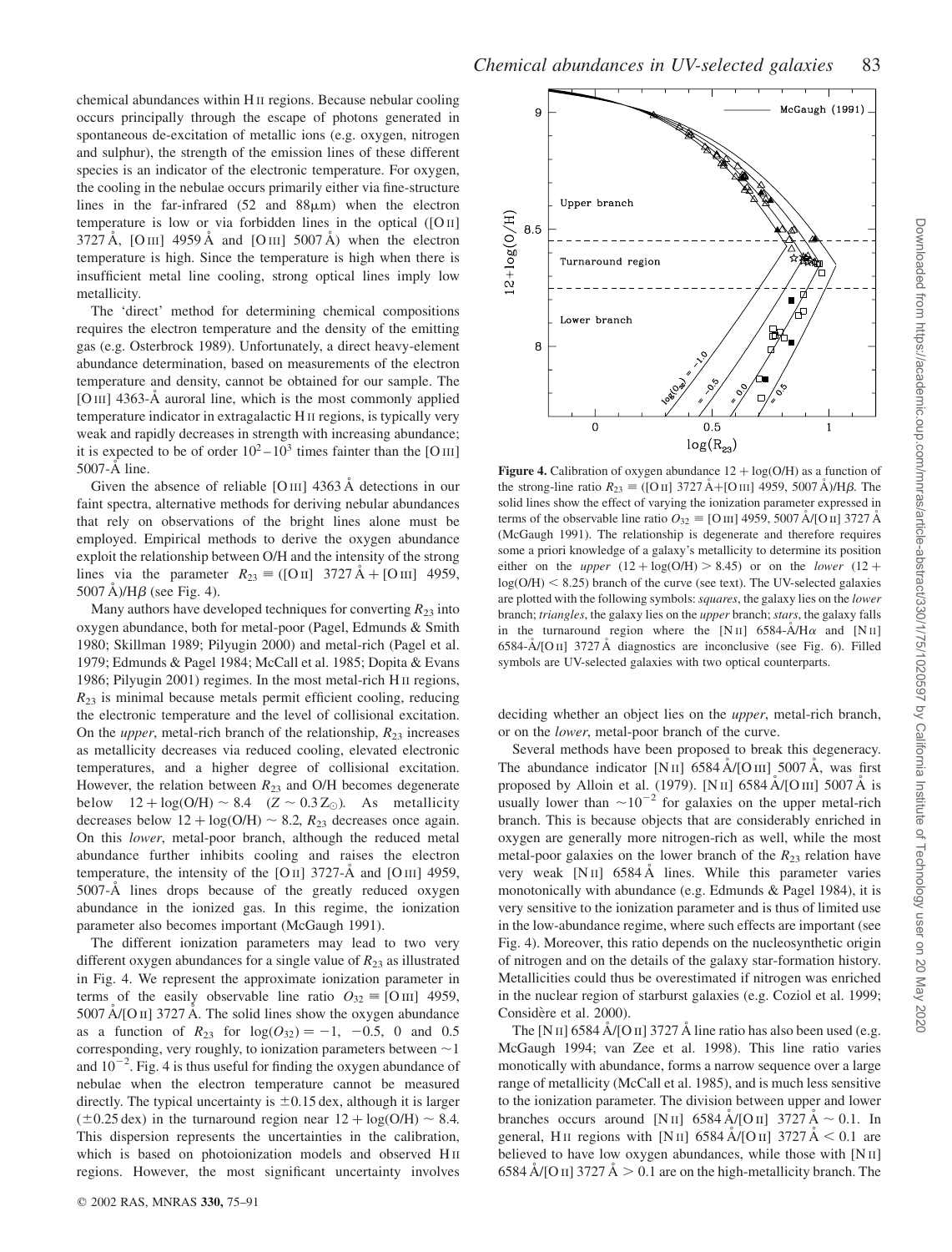chemical abundances within H II regions. Because nebular cooling occurs principally through the escape of photons generated in spontaneous de-excitation of metallic ions (e.g. oxygen, nitrogen and sulphur), the strength of the emission lines of these different species is an indicator of the electronic temperature. For oxygen, the cooling in the nebulae occurs primarily either via fine-structure lines in the far-infrared (52 and 88μm) when the electron temperature is low or via forbidden lines in the optical ([O II] 3727 Å, [O III] 4959 Å and [O III] 5007 Å) when the electron temperature is high. Since the temperature is high when there is insufficient metal line cooling, strong optical lines imply low metallicity.

The 'direct' method for determining chemical compositions requires the electron temperature and the density of the emitting gas (e.g. Osterbrock 1989). Unfortunately, a direct heavy-element abundance determination, based on measurements of the electron temperature and density, cannot be obtained for our sample. The [O III] 4363-Å auroral line, which is the most commonly applied temperature indicator in extragalactic H II regions, is typically very weak and rapidly decreases in strength with increasing abundance; it is expected to be of order $10^2$–$10^3$ times fainter than the [O III] 5007-Å line.

Given the absence of reliable [O III] 4363 Å detections in our faint spectra, alternative methods for deriving nebular abundances that rely on observations of the bright lines alone must be employed. Empirical methods to derive the oxygen abundance exploit the relationship between O/H and the intensity of the strong lines via the parameter $R_{23} \equiv$ ([O II] 3727 Å + [O III] 4959, 5007 Å)/H$\beta$ (see Fig. 4).

Many authors have developed techniques for converting $R_{23}$ into oxygen abundance, both for metal-poor (Pagel, Edmunds & Smith 1980; Skillman 1989; Pilyugin 2000) and metal-rich (Pagel et al. 1979; Edmunds & Pagel 1984; McCall et al. 1985; Dopita & Evans 1986; Pilyugin 2001) regimes. In the most metal-rich H II regions, $R_{23}$ is minimal because metals permit efficient cooling, reducing the electronic temperature and the level of collisional excitation. On the *upper*, metal-rich branch of the relationship, $R_{23}$ increases as metallicity decreases via reduced cooling, elevated electronic temperatures, and a higher degree of collisional excitation. However, the relation between $R_{23}$ and O/H becomes degenerate below $12 + \log(\mathrm{O/H}) \sim 8.4$ $(Z \sim 0.3\,\mathrm{Z}_{\odot})$. As metallicity decreases below $12 + \log(\mathrm{O/H}) \sim 8.2$, $R_{23}$ decreases once again. On this *lower*, metal-poor branch, although the reduced metal abundance further inhibits cooling and raises the electron temperature, the intensity of the [O II] 3727-Å and [O III] 4959, 5007-Å lines drops because of the greatly reduced oxygen abundance in the ionized gas. In this regime, the ionization parameter also becomes important (McGaugh 1991).

The different ionization parameters may lead to two very different oxygen abundances for a single value of $R_{23}$ as illustrated in Fig. 4. We represent the approximate ionization parameter in terms of the easily observable line ratio $O_{32} \equiv$ [O III] 4959, 5007 Å/[O II] 3727 Å. The solid lines show the oxygen abundance as a function of $R_{23}$ for $\log(O_{32}) = -1$, $-0.5$, 0 and 0.5 corresponding, very roughly, to ionization parameters between $\sim$1 and $10^{-2}$. Fig. 4 is thus useful for finding the oxygen abundance of nebulae when the electron temperature cannot be measured directly. The typical uncertainty is $\pm 0.15$ dex, although it is larger ($\pm 0.25$ dex) in the turnaround region near $12 + \log(\mathrm{O/H}) \sim 8.4$. This dispersion represents the uncertainties in the calibration, which is based on photoionization models and observed H II regions. However, the most significant uncertainty involves deciding whether an object lies on the *upper*, metal-rich branch, or on the *lower*, metal-poor branch of the curve.

**Figure 4.** Calibration of oxygen abundance $12 + \log(\mathrm{O/H})$ as a function of the strong-line ratio $R_{23} \equiv$ ([O II] 3727 Å+[O III] 4959, 5007 Å)/H$\beta$. The solid lines show the effect of varying the ionization parameter expressed in terms of the observable line ratio $O_{32} \equiv$ [O III] 4959, 5007 Å/[O II] 3727 Å (McGaugh 1991). The relationship is degenerate and therefore requires some a priori knowledge of a galaxy's metallicity to determine its position either on the *upper* $(12 + \log(\mathrm{O/H}) > 8.45)$ or on the *lower* $(12 + \log(\mathrm{O/H}) < 8.25)$ branch of the curve (see text). The UV-selected galaxies are plotted with the following symbols: *squares*, the galaxy lies on the *lower* branch; *triangles*, the galaxy lies on the *upper* branch; *stars*, the galaxy falls in the turnaround region where the [N II] 6584-Å/H$\alpha$ and [N II] 6584-Å/[O II] 3727 Å diagnostics are inconclusive (see Fig. 6). Filled symbols are UV-selected galaxies with two optical counterparts.

Several methods have been proposed to break this degeneracy. The abundance indicator [N II] 6584 Å/[O III] 5007 Å, was first proposed by Alloin et al. (1979). [N II] 6584 Å/[O III] 5007 Å is usually lower than $\sim 10^{-2}$ for galaxies on the upper metal-rich branch. This is because objects that are considerably enriched in oxygen are generally more nitrogen-rich as well, while the most metal-poor galaxies on the lower branch of the $R_{23}$ relation have very weak [N II] 6584 Å lines. While this parameter varies monotonically with abundance (e.g. Edmunds & Pagel 1984), it is very sensitive to the ionization parameter and is thus of limited use in the low-abundance regime, where such effects are important (see Fig. 4). Moreover, this ratio depends on the nucleosynthetic origin of nitrogen and on the details of the galaxy star-formation history. Metallicities could thus be overestimated if nitrogen was enriched in the nuclear region of starburst galaxies (e.g. Coziol et al. 1999; Considère et al. 2000).

The [N II] 6584 Å/[O II] 3727 Å line ratio has also been used (e.g. McGaugh 1994; van Zee et al. 1998). This line ratio varies monotonically with abundance, forms a narrow sequence over a large range of metallicity (McCall et al. 1985), and is much less sensitive to the ionization parameter. The division between upper and lower branches occurs around [N II] 6584 Å/[O II] 3727 Å $\sim 0.1$. In general, H II regions with [N II] 6584 Å/[O II] 3727 Å $< 0.1$ are believed to have low oxygen abundances, while those with [N II] 6584 Å/[O II] 3727 Å $> 0.1$ are on the high-metallicity branch. The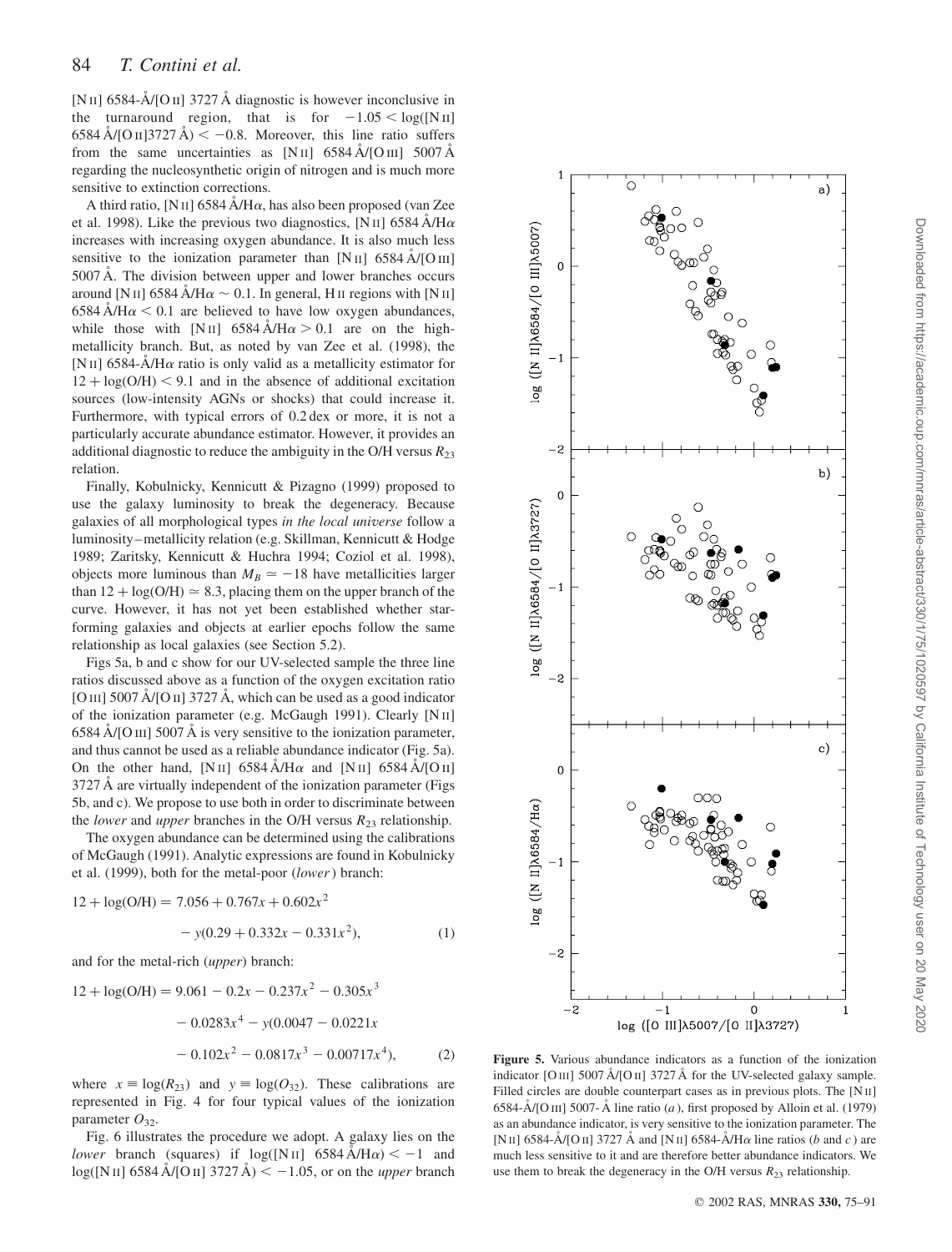[N II] 6584-Å/[O II] 3727 Å diagnostic is however inconclusive in the turnaround region, that is for $-1.05 < \log([\mathrm{N\,II}]\,6584\,\mathrm{Å}/[\mathrm{O\,II}]3727\,\mathrm{Å}) < -0.8$. Moreover, this line ratio suffers from the same uncertainties as [N II] 6584 Å/[O III] 5007 Å regarding the nucleosynthetic origin of nitrogen and is much more sensitive to extinction corrections.

A third ratio, [N II] 6584 Å/H$\alpha$, has also been proposed (van Zee et al. 1998). Like the previous two diagnostics, [N II] 6584 Å/H$\alpha$ increases with increasing oxygen abundance. It is also much less sensitive to the ionization parameter than [N II] 6584 Å/[O III] 5007 Å. The division between upper and lower branches occurs around [N II] 6584 Å/H$\alpha \sim 0.1$. In general, H II regions with [N II] 6584 Å/H$\alpha < 0.1$ are believed to have low oxygen abundances, while those with [N II] 6584 Å/H$\alpha > 0.1$ are on the high-metallicity branch. But, as noted by van Zee et al. (1998), the [N II] 6584-Å/H$\alpha$ ratio is only valid as a metallicity estimator for $12 + \log(\mathrm{O/H}) < 9.1$ and in the absence of additional excitation sources (low-intensity AGNs or shocks) that could increase it. Furthermore, with typical errors of 0.2 dex or more, it is not a particularly accurate abundance estimator. However, it provides an additional diagnostic to reduce the ambiguity in the O/H versus $R_{23}$ relation.

Finally, Kobulnicky, Kennicutt & Pizagno (1999) proposed to use the galaxy luminosity to break the degeneracy. Because galaxies of all morphological types *in the local universe* follow a luminosity–metallicity relation (e.g. Skillman, Kennicutt & Hodge 1989; Zaritsky, Kennicutt & Huchra 1994; Coziol et al. 1998), objects more luminous than $M_B \simeq -18$ have metallicities larger than $12 + \log(\mathrm{O/H}) \simeq 8.3$, placing them on the upper branch of the curve. However, it has not yet been established whether star-forming galaxies and objects at earlier epochs follow the same relationship as local galaxies (see Section 5.2).

Figs 5a, b and c show for our UV-selected sample the three line ratios discussed above as a function of the oxygen excitation ratio [O III] 5007 Å/[O II] 3727 Å, which can be used as a good indicator of the ionization parameter (e.g. McGaugh 1991). Clearly [N II] 6584 Å/[O III] 5007 Å is very sensitive to the ionization parameter, and thus cannot be used as a reliable abundance indicator (Fig. 5a). On the other hand, [N II] 6584 Å/H$\alpha$ and [N II] 6584 Å/[O II] 3727 Å are virtually independent of the ionization parameter (Figs 5b, and c). We propose to use both in order to discriminate between the *lower* and *upper* branches in the O/H versus $R_{23}$ relationship.

The oxygen abundance can be determined using the calibrations of McGaugh (1991). Analytic expressions are found in Kobulnicky et al. (1999), both for the metal-poor (*lower*) branch:

$$12 + \log(\mathrm{O/H}) = 7.056 + 0.767x + 0.602x^2 - y(0.29 + 0.332x - 0.331x^2), \quad (1)$$

and for the metal-rich (*upper*) branch:

$$12 + \log(\mathrm{O/H}) = 9.061 - 0.2x - 0.237x^2 - 0.305x^3 - 0.0283x^4 - y(0.0047 - 0.0221x - 0.102x^2 - 0.0817x^3 - 0.00717x^4), \quad (2)$$

where $x \equiv \log(R_{23})$ and $y \equiv \log(O_{32})$. These calibrations are represented in Fig. 4 for four typical values of the ionization parameter $O_{32}$.

Fig. 6 illustrates the procedure we adopt. A galaxy lies on the *lower* branch (squares) if $\log([\mathrm{N\,II}]\ 6584\,\mathrm{Å}/\mathrm{H}\alpha) < -1$ and $\log([\mathrm{N\,II}]\ 6584\,\mathrm{Å}/[\mathrm{O\,II}]\ 3727\,\mathrm{Å}) < -1.05$, or on the *upper* branch

**Figure 5.** Various abundance indicators as a function of the ionization indicator [O III] 5007 Å/[O II] 3727 Å for the UV-selected galaxy sample. Filled circles are double counterpart cases as in previous plots. The [N II] 6584-Å/[O III] 5007-Å line ratio (*a*), first proposed by Alloin et al. (1979) as an abundance indicator, is very sensitive to the ionization parameter. The [N II] 6584-Å/[O II] 3727 Å and [N II] 6584-Å/H$\alpha$ line ratios (*b* and *c*) are much less sensitive to it and are therefore better abundance indicators. We use them to break the degeneracy in the O/H versus $R_{23}$ relationship.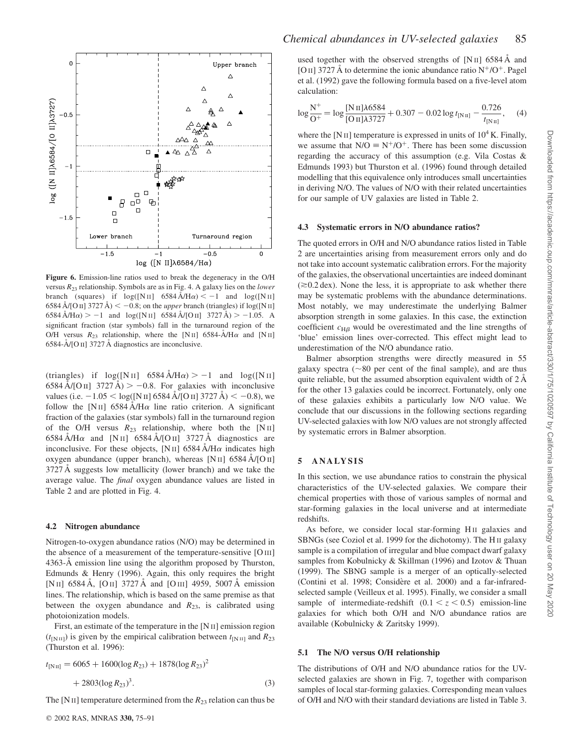**Figure 6.** Emission-line ratios used to break the degeneracy in the O/H versus $R_{23}$ relationship. Symbols are as in Fig. 4. A galaxy lies on the *lower* branch (squares) if $\log([\mathrm{N\,II}]\ 6584\,\text{Å}/\mathrm{H}\alpha) < -1$ and $\log([\mathrm{N\,II}]\ 6584\,\text{Å}/[\mathrm{O\,II}]\ 3727\,\text{Å}) < -0.8$; on the *upper* branch (triangles) if $\log([\mathrm{N\,II}]\ 6584\,\text{Å}/\mathrm{H}\alpha) > -1$ and $\log([\mathrm{N\,II}]\ 6584\,\text{Å}/[\mathrm{O\,II}]\ 3727\,\text{Å}) > -1.05$. A significant fraction (star symbols) fall in the turnaround region of the O/H versus $R_{23}$ relationship, where the [N II] 6584-Å/H$\alpha$ and [N II] 6584-Å/[O II] 3727 Å diagnostics are inconclusive.

(triangles) if $\log([\mathrm{N\,II}]\ 6584\,\text{Å}/\mathrm{H}\alpha) > -1$ and $\log([\mathrm{N\,II}]\ 6584\,\text{Å}/[\mathrm{O\,II}]\ 3727\,\text{Å}) > -0.8$. For galaxies with inconclusive values (i.e. $-1.05 < \log([\mathrm{N\,II}]\ 6584\,\text{Å}/[\mathrm{O\,II}]\ 3727\,\text{Å}) < -0.8$), we follow the [N II] 6584 Å/H$\alpha$ line ratio criterion. A significant fraction of the galaxies (star symbols) fall in the turnaround region of the O/H versus $R_{23}$ relationship, where both the [N II] 6584 Å/H$\alpha$ and [N II] 6584 Å/[O II] 3727 Å diagnostics are inconclusive. For these objects, [N II] 6584 Å/H$\alpha$ indicates high oxygen abundance (upper branch), whereas [N II] 6584 Å/[O II] 3727 Å suggests low metallicity (lower branch) and we take the average value. The *final* oxygen abundance values are listed in Table 2 and are plotted in Fig. 4.

### 4.2 Nitrogen abundance

Nitrogen-to-oxygen abundance ratios (N/O) may be determined in the absence of a measurement of the temperature-sensitive [O III] 4363-Å emission line using the algorithm proposed by Thurston, Edmunds & Henry (1996). Again, this only requires the bright [N II] 6584 Å, [O II] 3727 Å and [O III] 4959, 5007 Å emission lines. The relationship, which is based on the same premise as that between the oxygen abundance and $R_{23}$, is calibrated using photoionization models.

First, an estimate of the temperature in the [N II] emission region ($t_{[\mathrm{N\,II}]}$) is given by the empirical calibration between $t_{[\mathrm{N\,II}]}$ and $R_{23}$ (Thurston et al. 1996):

$$t_{[\mathrm{N\,II}]} = 6065 + 1600(\log R_{23}) + 1878(\log R_{23})^2 + 2803(\log R_{23})^3. \quad (3)$$

The [N II] temperature determined from the $R_{23}$ relation can thus be used together with the observed strengths of [N II] 6584 Å and [O II] 3727 Å to determine the ionic abundance ratio $\mathrm{N^+/O^+}$. Pagel et al. (1992) gave the following formula based on a five-level atom calculation:

$$\log\frac{\mathrm{N^+}}{\mathrm{O^+}} = \log\frac{[\mathrm{N\,II}]\lambda6584}{[\mathrm{O\,II}]\lambda3727} + 0.307 - 0.02\log t_{[\mathrm{N\,II}]} - \frac{0.726}{t_{[\mathrm{N\,II}]}}, \quad (4)$$

where the [N II] temperature is expressed in units of $10^4$ K. Finally, we assume that $\mathrm{N/O} \equiv \mathrm{N^+/O^+}$. There has been some discussion regarding the accuracy of this assumption (e.g. Vila Costas & Edmunds 1993) but Thurston et al. (1996) found through detailed modelling that this equivalence only introduces small uncertainties in deriving N/O. The values of N/O with their related uncertainties for our sample of UV galaxies are listed in Table 2.

### 4.3 Systematic errors in N/O abundance ratios?

The quoted errors in O/H and N/O abundance ratios listed in Table 2 are uncertainties arising from measurement errors only and do not take into account systematic calibration errors. For the majority of the galaxies, the observational uncertainties are indeed dominant ($\gtrsim$0.2 dex). None the less, it is appropriate to ask whether there may be systematic problems with the abundance determinations. Most notably, we may underestimate the underlying Balmer absorption strength in some galaxies. In this case, the extinction coefficient $c_{\mathrm{H}\beta}$ would be overestimated and the line strengths of 'blue' emission lines over-corrected. This effect might lead to underestimation of the N/O abundance ratio.

Balmer absorption strengths were directly measured in 55 galaxy spectra (~80 per cent of the final sample), and are thus quite reliable, but the assumed absorption equivalent width of 2 Å for the other 13 galaxies could be incorrect. Fortunately, only one of these galaxies exhibits a particularly low N/O value. We conclude that our discussions in the following sections regarding UV-selected galaxies with low N/O values are not strongly affected by systematic errors in Balmer absorption.

## 5 ANALYSIS

In this section, we use abundance ratios to constrain the physical characteristics of the UV-selected galaxies. We compare their chemical properties with those of various samples of normal and star-forming galaxies in the local universe and at intermediate redshifts.

As before, we consider local star-forming H II galaxies and SBNGs (see Coziol et al. 1999 for the dichotomy). The H II galaxy sample is a compilation of irregular and blue compact dwarf galaxy samples from Kobulnicky & Skillman (1996) and Izotov & Thuan (1999). The SBNG sample is a merger of an optically-selected (Contini et al. 1998; Considère et al. 2000) and a far-infrared-selected sample (Veilleux et al. 1995). Finally, we consider a small sample of intermediate-redshift ($0.1 < z < 0.5$) emission-line galaxies for which both O/H and N/O abundance ratios are available (Kobulnicky & Zaritsky 1999).

### 5.1 The N/O versus O/H relationship

The distributions of O/H and N/O abundance ratios for the UV-selected galaxies are shown in Fig. 7, together with comparison samples of local star-forming galaxies. Corresponding mean values of O/H and N/O with their standard deviations are listed in Table 3.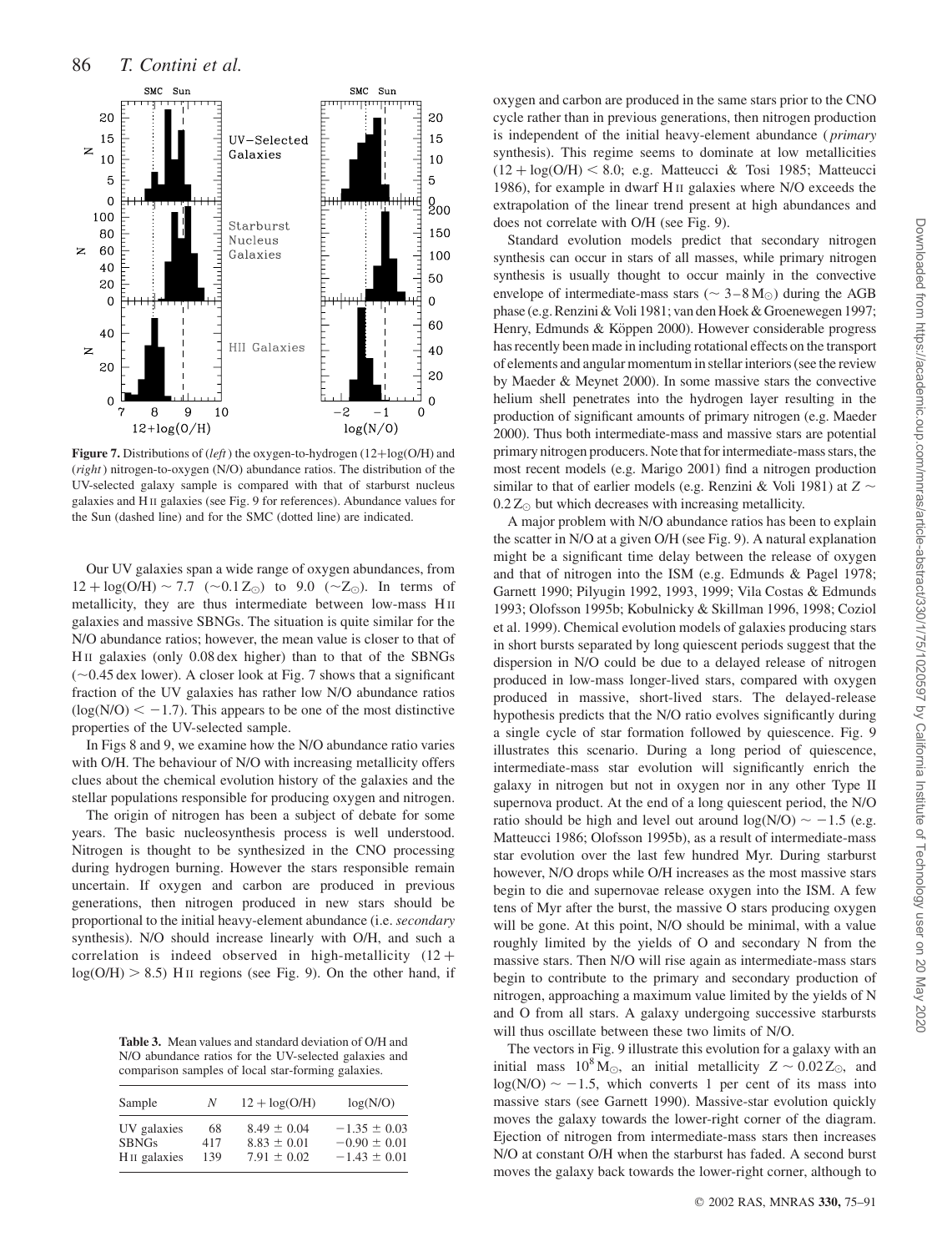**Figure 7.** Distributions of (*left*) the oxygen-to-hydrogen (12+log(O/H) and (*right*) nitrogen-to-oxygen (N/O) abundance ratios. The distribution of the UV-selected galaxy sample is compared with that of starburst nucleus galaxies and H II galaxies (see Fig. 9 for references). Abundance values for the Sun (dashed line) and for the SMC (dotted line) are indicated.

Our UV galaxies span a wide range of oxygen abundances, from $12 + \log(\mathrm{O/H}) \sim 7.7$ ($\sim 0.1\,\mathrm{Z}_\odot$) to 9.0 ($\sim \mathrm{Z}_\odot$). In terms of metallicity, they are thus intermediate between low-mass H II galaxies and massive SBNGs. The situation is quite similar for the N/O abundance ratios; however, the mean value is closer to that of H II galaxies (only 0.08 dex higher) than to that of the SBNGs ($\sim$0.45 dex lower). A closer look at Fig. 7 shows that a significant fraction of the UV galaxies has rather low N/O abundance ratios ($\log(\mathrm{N/O}) < -1.7$). This appears to be one of the most distinctive properties of the UV-selected sample.

In Figs 8 and 9, we examine how the N/O abundance ratio varies with O/H. The behaviour of N/O with increasing metallicity offers clues about the chemical evolution history of the galaxies and the stellar populations responsible for producing oxygen and nitrogen.

The origin of nitrogen has been a subject of debate for some years. The basic nucleosynthesis process is well understood. Nitrogen is thought to be synthesized in the CNO processing during hydrogen burning. However the stars responsible remain uncertain. If oxygen and carbon are produced in previous generations, then nitrogen produced in new stars should be proportional to the initial heavy-element abundance (i.e. *secondary* synthesis). N/O should increase linearly with O/H, and such a correlation is indeed observed in high-metallicity ($12 + \log(\mathrm{O/H}) > 8.5$) H II regions (see Fig. 9). On the other hand, if oxygen and carbon are produced in the same stars prior to the CNO cycle rather than in previous generations, then nitrogen production is independent of the initial heavy-element abundance (*primary* synthesis). This regime seems to dominate at low metallicities ($12 + \log(\mathrm{O/H}) < 8.0$; e.g. Matteucci & Tosi 1985; Matteucci 1986), for example in dwarf H II galaxies where N/O exceeds the extrapolation of the linear trend present at high abundances and does not correlate with O/H (see Fig. 9).

**Table 3.** Mean values and standard deviation of O/H and N/O abundance ratios for the UV-selected galaxies and comparison samples of local star-forming galaxies.

| Sample | $N$ | $12 + \log(\mathrm{O/H})$ | $\log(\mathrm{N/O})$ |
|---|---|---|---|
| UV galaxies | 68 | $8.49 \pm 0.04$ | $-1.35 \pm 0.03$ |
| SBNGs | 417 | $8.83 \pm 0.01$ | $-0.90 \pm 0.01$ |
| H II galaxies | 139 | $7.91 \pm 0.02$ | $-1.43 \pm 0.01$ |

Standard evolution models predict that secondary nitrogen synthesis can occur in stars of all masses, while primary nitrogen synthesis is usually thought to occur mainly in the convective envelope of intermediate-mass stars ($\sim 3$–$8\,\mathrm{M}_\odot$) during the AGB phase (e.g. Renzini & Voli 1981; van den Hoek & Groenewegen 1997; Henry, Edmunds & Köppen 2000). However considerable progress has recently been made in including rotational effects on the transport of elements and angular momentum in stellar interiors (see the review by Maeder & Meynet 2000). In some massive stars the convective helium shell penetrates into the hydrogen layer resulting in the production of significant amounts of primary nitrogen (e.g. Maeder 2000). Thus both intermediate-mass and massive stars are potential primary nitrogen producers. Note that for intermediate-mass stars, the most recent models (e.g. Marigo 2001) find a nitrogen production similar to that of earlier models (e.g. Renzini & Voli 1981) at $Z \sim 0.2\,\mathrm{Z}_\odot$ but which decreases with increasing metallicity.

A major problem with N/O abundance ratios has been to explain the scatter in N/O at a given O/H (see Fig. 9). A natural explanation might be a significant time delay between the release of oxygen and that of nitrogen into the ISM (e.g. Edmunds & Pagel 1978; Garnett 1990; Pilyugin 1992, 1993, 1999; Vila Costas & Edmunds 1993; Olofsson 1995b; Kobulnicky & Skillman 1996, 1998; Coziol et al. 1999). Chemical evolution models of galaxies producing stars in short bursts separated by long quiescent periods suggest that the dispersion in N/O could be due to a delayed release of nitrogen produced in low-mass longer-lived stars, compared with oxygen produced in massive, short-lived stars. The delayed-release hypothesis predicts that the N/O ratio evolves significantly during a single cycle of star formation followed by quiescence. Fig. 9 illustrates this scenario. During a long period of quiescence, intermediate-mass star evolution will significantly enrich the galaxy in nitrogen but not in oxygen nor in any other Type II supernova product. At the end of a long quiescent period, the N/O ratio should be high and level out around $\log(\mathrm{N/O}) \sim -1.5$ (e.g. Matteucci 1986; Olofsson 1995b), as a result of intermediate-mass star evolution over the last few hundred Myr. During starburst however, N/O drops while O/H increases as the most massive stars begin to die and supernovae release oxygen into the ISM. A few tens of Myr after the burst, the massive O stars producing oxygen will be gone. At this point, N/O should be minimal, with a value roughly limited by the yields of O and secondary N from the massive stars. Then N/O will rise again as intermediate-mass stars begin to contribute to the primary and secondary production of nitrogen, approaching a maximum value limited by the yields of N and O from all stars. A galaxy undergoing successive starbursts will thus oscillate between these two limits of N/O.

The vectors in Fig. 9 illustrate this evolution for a galaxy with an initial mass $10^8\,\mathrm{M}_\odot$, an initial metallicity $Z \sim 0.02\,\mathrm{Z}_\odot$, and $\log(\mathrm{N/O}) \sim -1.5$, which converts 1 per cent of its mass into massive stars (see Garnett 1990). Massive-star evolution quickly moves the galaxy towards the lower-right corner of the diagram. Ejection of nitrogen from intermediate-mass stars then increases N/O at constant O/H when the starburst has faded. A second burst moves the galaxy back towards the lower-right corner, although to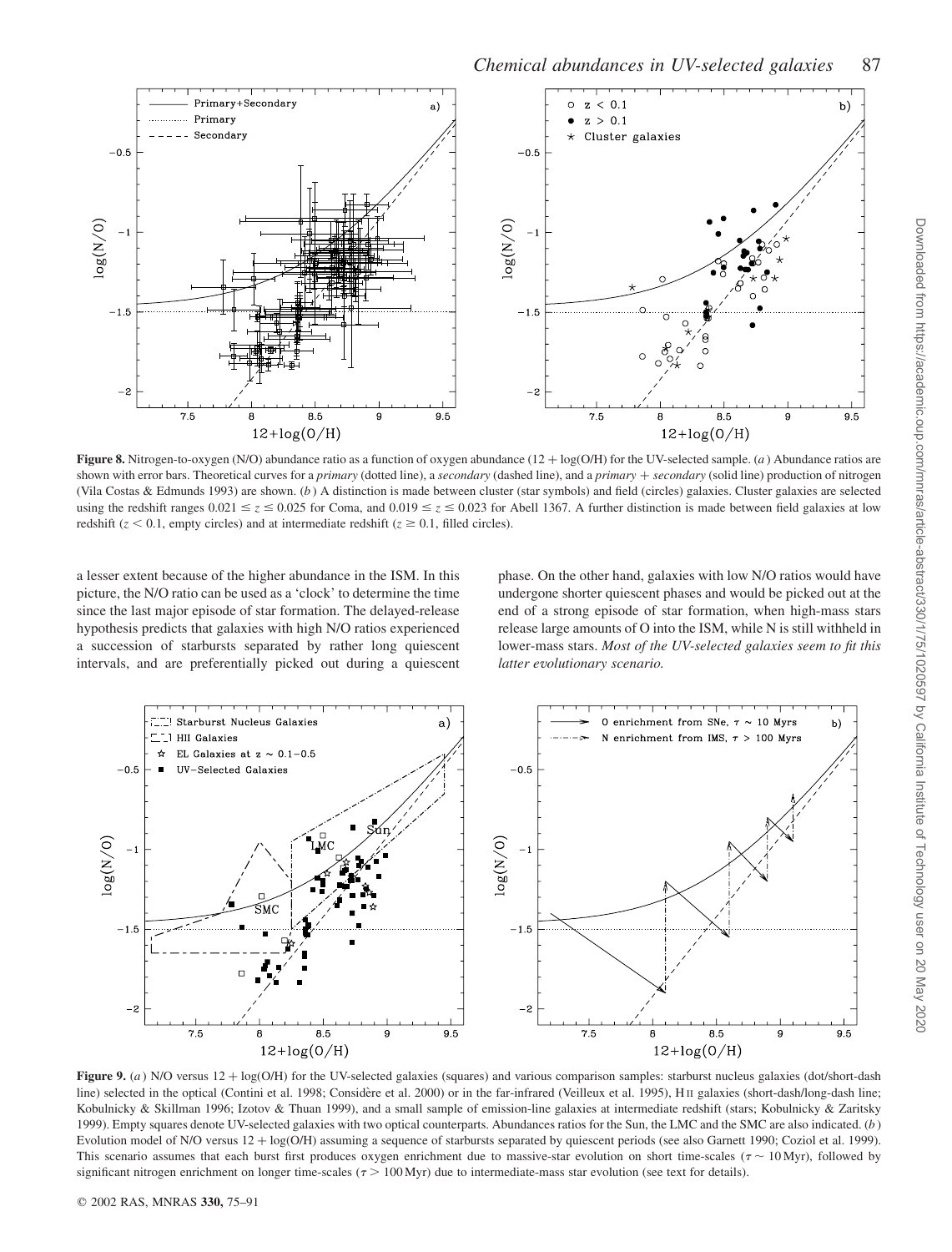**Figure 8.** Nitrogen-to-oxygen (N/O) abundance ratio as a function of oxygen abundance (12 + log(O/H) for the UV-selected sample. (*a*) Abundance ratios are shown with error bars. Theoretical curves for a *primary* (dotted line), a *secondary* (dashed line), and a *primary + secondary* (solid line) production of nitrogen (Vila Costas & Edmunds 1993) are shown. (*b*) A distinction is made between cluster (star symbols) and field (circles) galaxies. Cluster galaxies are selected using the redshift ranges $0.021 \leq z \leq 0.025$ for Coma, and $0.019 \leq z \leq 0.023$ for Abell 1367. A further distinction is made between field galaxies at low redshift ($z < 0.1$, empty circles) and at intermediate redshift ($z \geq 0.1$, filled circles).

a lesser extent because of the higher abundance in the ISM. In this picture, the N/O ratio can be used as a 'clock' to determine the time since the last major episode of star formation. The delayed-release hypothesis predicts that galaxies with high N/O ratios experienced a succession of starbursts separated by rather long quiescent intervals, and are preferentially picked out during a quiescent phase. On the other hand, galaxies with low N/O ratios would have undergone shorter quiescent phases and would be picked out at the end of a strong episode of star formation, when high-mass stars release large amounts of O into the ISM, while N is still withheld in lower-mass stars. *Most of the UV-selected galaxies seem to fit this latter evolutionary scenario.*

**Figure 9.** (*a*) N/O versus 12 + log(O/H) for the UV-selected galaxies (squares) and various comparison samples: starburst nucleus galaxies (dot/short-dash line) selected in the optical (Contini et al. 1998; Considère et al. 2000) or in the far-infrared (Veilleux et al. 1995), H II galaxies (short-dash/long-dash line; Kobulnicky & Skillman 1996; Izotov & Thuan 1999), and a small sample of emission-line galaxies at intermediate redshift (stars; Kobulnicky & Zaritsky 1999). Empty squares denote UV-selected galaxies with two optical counterparts. Abundances ratios for the Sun, the LMC and the SMC are also indicated. (*b*) Evolution model of N/O versus 12 + log(O/H) assuming a sequence of starbursts separated by quiescent periods (see also Garnett 1990; Coziol et al. 1999). This scenario assumes that each burst first produces oxygen enrichment due to massive-star evolution on short time-scales ($\tau \sim 10$ Myr), followed by significant nitrogen enrichment on longer time-scales ($\tau > 100$ Myr) due to intermediate-mass star evolution (see text for details).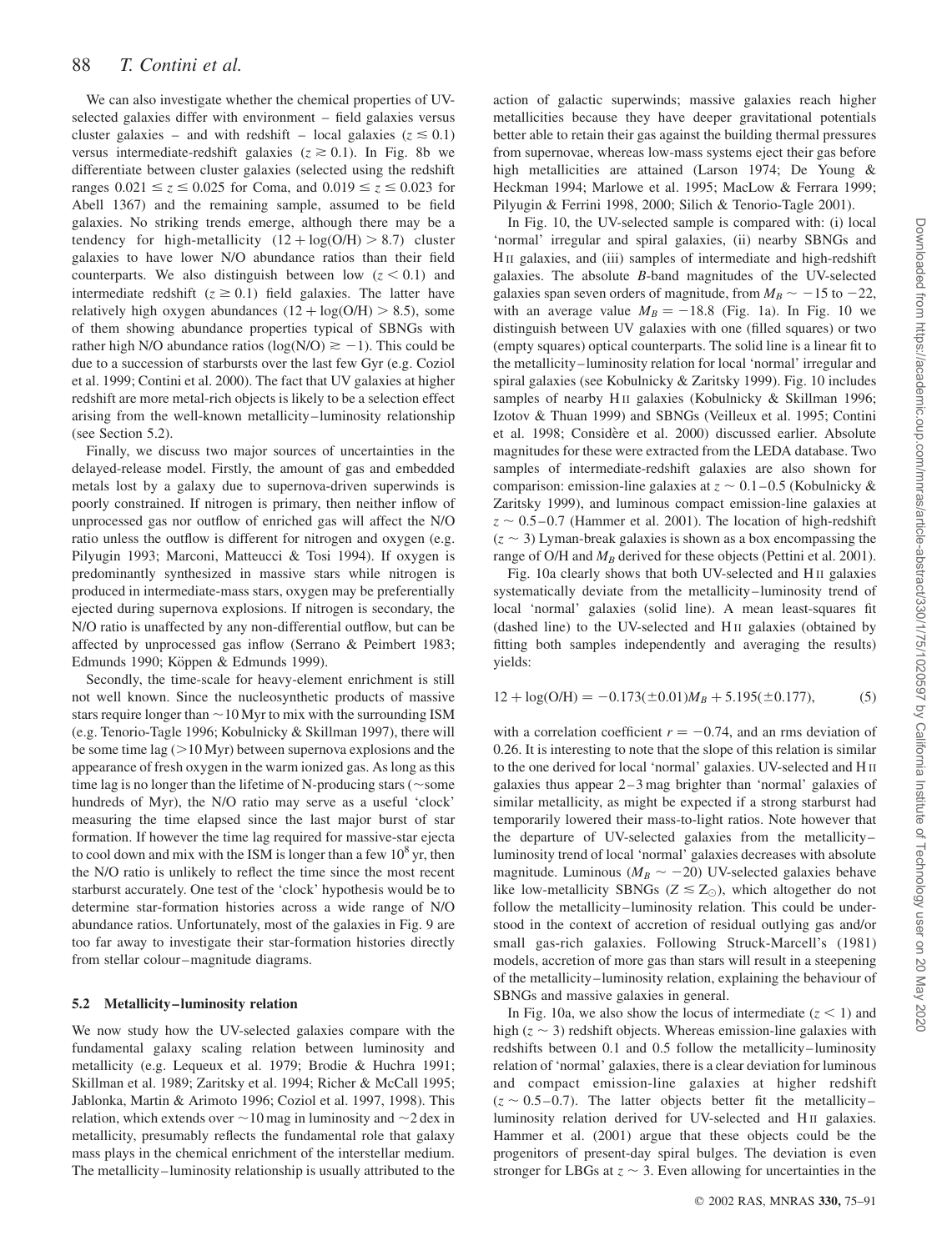We can also investigate whether the chemical properties of UV-selected galaxies differ with environment – field galaxies versus cluster galaxies – and with redshift – local galaxies ($z \lesssim 0.1$) versus intermediate-redshift galaxies ($z \gtrsim 0.1$). In Fig. 8b we differentiate between cluster galaxies (selected using the redshift ranges $0.021 \leq z \leq 0.025$ for Coma, and $0.019 \leq z \leq 0.023$ for Abell 1367) and the remaining sample, assumed to be field galaxies. No striking trends emerge, although there may be a tendency for high-metallicity $(12 + \log(\mathrm{O/H}) > 8.7)$ cluster galaxies to have lower N/O abundance ratios than their field counterparts. We also distinguish between low ($z < 0.1$) and intermediate redshift ($z \geq 0.1$) field galaxies. The latter have relatively high oxygen abundances $(12 + \log(\mathrm{O/H}) > 8.5)$, some of them showing abundance properties typical of SBNGs with rather high N/O abundance ratios ($\log(\mathrm{N/O}) \gtrsim -1$). This could be due to a succession of starbursts over the last few Gyr (e.g. Coziol et al. 1999; Contini et al. 2000). The fact that UV galaxies at higher redshift are more metal-rich objects is likely to be a selection effect arising from the well-known metallicity–luminosity relationship (see Section 5.2).

Finally, we discuss two major sources of uncertainties in the delayed-release model. Firstly, the amount of gas and embedded metals lost by a galaxy due to supernova-driven superwinds is poorly constrained. If nitrogen is primary, then neither inflow of unprocessed gas nor outflow of enriched gas will affect the N/O ratio unless the outflow is different for nitrogen and oxygen (e.g. Pilyugin 1993; Marconi, Matteucci & Tosi 1994). If oxygen is predominantly synthesized in massive stars while nitrogen is produced in intermediate-mass stars, oxygen may be preferentially ejected during supernova explosions. If nitrogen is secondary, the N/O ratio is unaffected by any non-differential outflow, but can be affected by unprocessed gas inflow (Serrano & Peimbert 1983; Edmunds 1990; Köppen & Edmunds 1999).

Secondly, the time-scale for heavy-element enrichment is still not well known. Since the nucleosynthetic products of massive stars require longer than $\sim$10 Myr to mix with the surrounding ISM (e.g. Tenorio-Tagle 1996; Kobulnicky & Skillman 1997), there will be some time lag ($>$10 Myr) between supernova explosions and the appearance of fresh oxygen in the warm ionized gas. As long as this time lag is no longer than the lifetime of N-producing stars ($\sim$some hundreds of Myr), the N/O ratio may serve as a useful 'clock' measuring the time elapsed since the last major burst of star formation. If however the time lag required for massive-star ejecta to cool down and mix with the ISM is longer than a few $10^8$ yr, then the N/O ratio is unlikely to reflect the time since the most recent starburst accurately. One test of the 'clock' hypothesis would be to determine star-formation histories across a wide range of N/O abundance ratios. Unfortunately, most of the galaxies in Fig. 9 are too far away to investigate their star-formation histories directly from stellar colour–magnitude diagrams.

### 5.2 Metallicity–luminosity relation

We now study how the UV-selected galaxies compare with the fundamental galaxy scaling relation between luminosity and metallicity (e.g. Lequeux et al. 1979; Brodie & Huchra 1991; Skillman et al. 1989; Zaritsky et al. 1994; Richer & McCall 1995; Jablonka, Martin & Arimoto 1996; Coziol et al. 1997, 1998). This relation, which extends over $\sim$10 mag in luminosity and $\sim$2 dex in metallicity, presumably reflects the fundamental role that galaxy mass plays in the chemical enrichment of the interstellar medium. The metallicity–luminosity relationship is usually attributed to the action of galactic superwinds; massive galaxies reach higher metallicities because they have deeper gravitational potentials better able to retain their gas against the building thermal pressures from supernovae, whereas low-mass systems eject their gas before high metallicities are attained (Larson 1974; De Young & Heckman 1994; Marlowe et al. 1995; MacLow & Ferrara 1999; Pilyugin & Ferrini 1998, 2000; Silich & Tenorio-Tagle 2001).

In Fig. 10, the UV-selected sample is compared with: (i) local 'normal' irregular and spiral galaxies, (ii) nearby SBNGs and H II galaxies, and (iii) samples of intermediate and high-redshift galaxies. The absolute $B$-band magnitudes of the UV-selected galaxies span seven orders of magnitude, from $M_B \sim -15$ to $-22$, with an average value $M_B = -18.8$ (Fig. 1a). In Fig. 10 we distinguish between UV galaxies with one (filled squares) or two (empty squares) optical counterparts. The solid line is a linear fit to the metallicity–luminosity relation for local 'normal' irregular and spiral galaxies (see Kobulnicky & Zaritsky 1999). Fig. 10 includes samples of nearby H II galaxies (Kobulnicky & Skillman 1996; Izotov & Thuan 1999) and SBNGs (Veilleux et al. 1995; Contini et al. 1998; Considère et al. 2000) discussed earlier. Absolute magnitudes for these were extracted from the LEDA database. Two samples of intermediate-redshift galaxies are also shown for comparison: emission-line galaxies at $z \sim 0.1$–$0.5$ (Kobulnicky & Zaritsky 1999), and luminous compact emission-line galaxies at $z \sim 0.5$–$0.7$ (Hammer et al. 2001). The location of high-redshift ($z \sim 3$) Lyman-break galaxies is shown as a box encompassing the range of O/H and $M_B$ derived for these objects (Pettini et al. 2001).

Fig. 10a clearly shows that both UV-selected and H II galaxies systematically deviate from the metallicity–luminosity trend of local 'normal' galaxies (solid line). A mean least-squares fit (dashed line) to the UV-selected and H II galaxies (obtained by fitting both samples independently and averaging the results) yields:

$$12 + \log(\mathrm{O/H}) = -0.173(\pm 0.01)M_B + 5.195(\pm 0.177), \tag{5}$$

with a correlation coefficient $r = -0.74$, and an rms deviation of 0.26. It is interesting to note that the slope of this relation is similar to the one derived for local 'normal' galaxies. UV-selected and H II galaxies thus appear 2–3 mag brighter than 'normal' galaxies of similar metallicity, as might be expected if a strong starburst had temporarily lowered their mass-to-light ratios. Note however that the departure of UV-selected galaxies from the metallicity–luminosity trend of local 'normal' galaxies decreases with absolute magnitude. Luminous ($M_B \sim -20$) UV-selected galaxies behave like low-metallicity SBNGs ($Z \lesssim Z_\odot$), which altogether do not follow the metallicity–luminosity relation. This could be understood in the context of accretion of residual outlying gas and/or small gas-rich galaxies. Following Struck-Marcell's (1981) models, accretion of more gas than stars will result in a steepening of the metallicity–luminosity relation, explaining the behaviour of SBNGs and massive galaxies in general.

In Fig. 10a, we also show the locus of intermediate ($z < 1$) and high ($z \sim 3$) redshift objects. Whereas emission-line galaxies with redshifts between 0.1 and 0.5 follow the metallicity–luminosity relation of 'normal' galaxies, there is a clear deviation for luminous and compact emission-line galaxies at higher redshift ($z \sim 0.5$–$0.7$). The latter objects better fit the metallicity–luminosity relation derived for UV-selected and H II galaxies. Hammer et al. (2001) argue that these objects could be the progenitors of present-day spiral bulges. The deviation is even stronger for LBGs at $z \sim 3$. Even allowing for uncertainties in the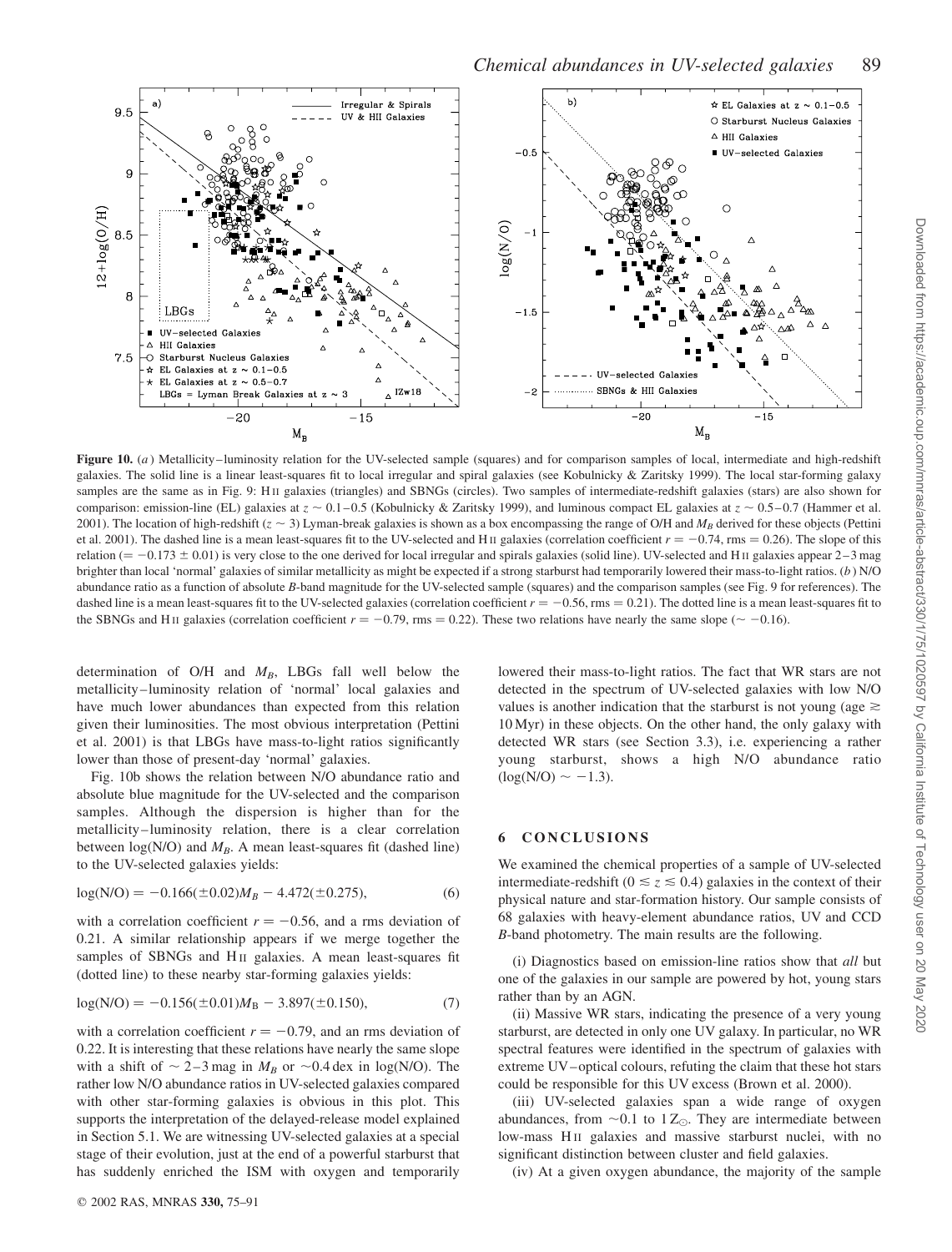**Figure 10.** (*a*) Metallicity–luminosity relation for the UV-selected sample (squares) and for comparison samples of local, intermediate and high-redshift galaxies. The solid line is a linear least-squares fit to local irregular and spiral galaxies (see Kobulnicky & Zaritsky 1999). The local star-forming galaxy samples are the same as in Fig. 9: H II galaxies (triangles) and SBNGs (circles). Two samples of intermediate-redshift galaxies (stars) are also shown for comparison: emission-line (EL) galaxies at $z \sim 0.1$–$0.5$ (Kobulnicky & Zaritsky 1999), and luminous compact EL galaxies at $z \sim 0.5$–$0.7$ (Hammer et al. 2001). The location of high-redshift ($z \sim 3$) Lyman-break galaxies is shown as a box encompassing the range of O/H and $M_B$ derived for these objects (Pettini et al. 2001). The dashed line is a mean least-squares fit to the UV-selected and H II galaxies (correlation coefficient $r = -0.74$, rms = 0.26). The slope of this relation ($= -0.173 \pm 0.01$) is very close to the one derived for local irregular and spirals galaxies (solid line). UV-selected and H II galaxies appear 2–3 mag brighter than local 'normal' galaxies of similar metallicity as might be expected if a strong starburst had temporarily lowered their mass-to-light ratios. (*b*) N/O abundance ratio as a function of absolute *B*-band magnitude for the UV-selected sample (squares) and the comparison samples (see Fig. 9 for references). The dashed line is a mean least-squares fit to the UV-selected galaxies (correlation coefficient $r = -0.56$, rms = 0.21). The dotted line is a mean least-squares fit to the SBNGs and H II galaxies (correlation coefficient $r = -0.79$, rms = 0.22). These two relations have nearly the same slope ($\sim -0.16$).

determination of O/H and $M_B$, LBGs fall well below the metallicity–luminosity relation of 'normal' local galaxies and have much lower abundances than expected from this relation given their luminosities. The most obvious interpretation (Pettini et al. 2001) is that LBGs have mass-to-light ratios significantly lower than those of present-day 'normal' galaxies.

Fig. 10b shows the relation between N/O abundance ratio and absolute blue magnitude for the UV-selected and the comparison samples. Although the dispersion is higher than for the metallicity–luminosity relation, there is a clear correlation between log(N/O) and $M_B$. A mean least-squares fit (dashed line) to the UV-selected galaxies yields:

$$\log(\mathrm{N/O}) = -0.166(\pm 0.02)M_B - 4.472(\pm 0.275), \tag{6}$$

with a correlation coefficient $r = -0.56$, and a rms deviation of 0.21. A similar relationship appears if we merge together the samples of SBNGs and H II galaxies. A mean least-squares fit (dotted line) to these nearby star-forming galaxies yields:

$$\log(\mathrm{N/O}) = -0.156(\pm 0.01)M_\mathrm{B} - 3.897(\pm 0.150), \tag{7}$$

with a correlation coefficient $r = -0.79$, and an rms deviation of 0.22. It is interesting that these relations have nearly the same slope with a shift of $\sim 2$–3 mag in $M_B$ or $\sim$0.4 dex in log(N/O). The rather low N/O abundance ratios in UV-selected galaxies compared with other star-forming galaxies is obvious in this plot. This supports the interpretation of the delayed-release model explained in Section 5.1. We are witnessing UV-selected galaxies at a special stage of their evolution, just at the end of a powerful starburst that has suddenly enriched the ISM with oxygen and temporarily lowered their mass-to-light ratios. The fact that WR stars are not detected in the spectrum of UV-selected galaxies with low N/O values is another indication that the starburst is not young (age $\gtrsim$ 10 Myr) in these objects. On the other hand, the only galaxy with detected WR stars (see Section 3.3), i.e. experiencing a rather young starburst, shows a high N/O abundance ratio ($\log(\mathrm{N/O}) \sim -1.3$).

## 6 CONCLUSIONS

We examined the chemical properties of a sample of UV-selected intermediate-redshift ($0 \lesssim z \lesssim 0.4$) galaxies in the context of their physical nature and star-formation history. Our sample consists of 68 galaxies with heavy-element abundance ratios, UV and CCD *B*-band photometry. The main results are the following.

(i) Diagnostics based on emission-line ratios show that *all* but one of the galaxies in our sample are powered by hot, young stars rather than by an AGN.

(ii) Massive WR stars, indicating the presence of a very young starburst, are detected in only one UV galaxy. In particular, no WR spectral features were identified in the spectrum of galaxies with extreme UV–optical colours, refuting the claim that these hot stars could be responsible for this UV excess (Brown et al. 2000).

(iii) UV-selected galaxies span a wide range of oxygen abundances, from $\sim$0.1 to 1 $Z_\odot$. They are intermediate between low-mass H II galaxies and massive starburst nuclei, with no significant distinction between cluster and field galaxies.

(iv) At a given oxygen abundance, the majority of the sample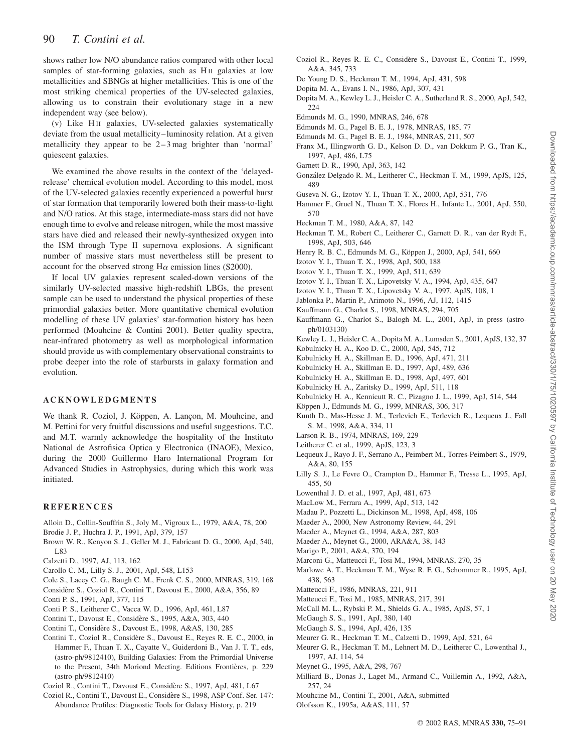shows rather low N/O abundance ratios compared with other local samples of star-forming galaxies, such as H II galaxies at low metallicities and SBNGs at higher metallicities. This is one of the most striking chemical properties of the UV-selected galaxies, allowing us to constrain their evolutionary stage in a new independent way (see below).

(v) Like H II galaxies, UV-selected galaxies systematically deviate from the usual metallicity–luminosity relation. At a given metallicity they appear to be 2–3 mag brighter than 'normal' quiescent galaxies.

We examined the above results in the context of the 'delayed-release' chemical evolution model. According to this model, most of the UV-selected galaxies recently experienced a powerful burst of star formation that temporarily lowered both their mass-to-light and N/O ratios. At this stage, intermediate-mass stars did not have enough time to evolve and release nitrogen, while the most massive stars have died and released their newly-synthesized oxygen into the ISM through Type II supernova explosions. A significant number of massive stars must nevertheless still be present to account for the observed strong Hα emission lines (S2000).

If local UV galaxies represent scaled-down versions of the similarly UV-selected massive high-redshift LBGs, the present sample can be used to understand the physical properties of these primordial galaxies better. More quantitative chemical evolution modelling of these UV galaxies' star-formation history has been performed (Mouhcine & Contini 2001). Better quality spectra, near-infrared photometry as well as morphological information should provide us with complementary observational constraints to probe deeper into the role of starbursts in galaxy formation and evolution.

## ACKNOWLEDGMENTS

We thank R. Coziol, J. Köppen, A. Lançon, M. Mouhcine, and M. Pettini for very fruitful discussions and useful suggestions. T.C. and M.T. warmly acknowledge the hospitality of the Instituto National de Astrofisica Optica y Electronica (INAOE), Mexico, during the 2000 Guillermo Haro International Program for Advanced Studies in Astrophysics, during which this work was initiated.

## REFERENCES

Alloin D., Collin-Souffrin S., Joly M., Vigroux L., 1979, A&A, 78, 200
Brodie J. P., Huchra J. P., 1991, ApJ, 379, 157
Brown W. R., Kenyon S. J., Geller M. J., Fabricant D. G., 2000, ApJ, 540, L83
Calzetti D., 1997, AJ, 113, 162
Carollo C. M., Lilly S. J., 2001, ApJ, 548, L153
Cole S., Lacey C. G., Baugh C. M., Frenk C. S., 2000, MNRAS, 319, 168
Considère S., Coziol R., Contini T., Davoust E., 2000, A&A, 356, 89
Conti P. S., 1991, ApJ, 377, 115
Conti P. S., Leitherer C., Vacca W. D., 1996, ApJ, 461, L87
Contini T., Davoust E., Considère S., 1995, A&A, 303, 440
Contini T., Considère S., Davoust E., 1998, A&AS, 130, 285
Contini T., Coziol R., Considère S., Davoust E., Reyes R. E. C., 2000, in Hammer F., Thuan T. X., Cayatte V., Guiderdoni B., Van J. T. T., eds, (astro-ph/9812410), Building Galaxies: From the Primordial Universe to the Present, 34th Moriond Meeting. Editions Frontières, p. 229 (astro-ph/9812410)
Coziol R., Contini T., Davoust E., Considère S., 1997, ApJ, 481, L67
Coziol R., Contini T., Davoust E., Considère S., 1998, ASP Conf. Ser. 147: Abundance Profiles: Diagnostic Tools for Galaxy History, p. 219
Coziol R., Reyes R. E. C., Considère S., Davoust E., Contini T., 1999, A&A, 345, 733
De Young D. S., Heckman T. M., 1994, ApJ, 431, 598
Dopita M. A., Evans I. N., 1986, ApJ, 307, 431
Dopita M. A., Kewley L. J., Heisler C. A., Sutherland R. S., 2000, ApJ, 542, 224
Edmunds M. G., 1990, MNRAS, 246, 678
Edmunds M. G., Pagel B. E. J., 1978, MNRAS, 185, 77
Edmunds M. G., Pagel B. E. J., 1984, MNRAS, 211, 507
Franx M., Illingworth G. D., Kelson D. D., van Dokkum P. G., Tran K., 1997, ApJ, 486, L75
Garnett D. R., 1990, ApJ, 363, 142
González Delgado R. M., Leitherer C., Heckman T. M., 1999, ApJS, 125, 489
Guseva N. G., Izotov Y. I., Thuan T. X., 2000, ApJ, 531, 776
Hammer F., Gruel N., Thuan T. X., Flores H., Infante L., 2001, ApJ, 550, 570
Heckman T. M., 1980, A&A, 87, 142
Heckman T. M., Robert C., Leitherer C., Garnett D. R., van der Rydt F., 1998, ApJ, 503, 646
Henry R. B. C., Edmunds M. G., Köppen J., 2000, ApJ, 541, 660
Izotov Y. I., Thuan T. X., 1998, ApJ, 500, 188
Izotov Y. I., Thuan T. X., 1999, ApJ, 511, 639
Izotov Y. I., Thuan T. X., Lipovetsky V. A., 1994, ApJ, 435, 647
Izotov Y. I., Thuan T. X., Lipovetsky V. A., 1997, ApJS, 108, 1
Jablonka P., Martin P., Arimoto N., 1996, AJ, 112, 1415
Kauffmann G., Charlot S., 1998, MNRAS, 294, 705
Kauffmann G., Charlot S., Balogh M. L., 2001, ApJ, in press (astro-ph/0103130)
Kewley L. J., Heisler C. A., Dopita M. A., Lumsden S., 2001, ApJS, 132, 37
Kobulnicky H. A., Koo D. C., 2000, ApJ, 545, 712
Kobulnicky H. A., Skillman E. D., 1996, ApJ, 471, 211
Kobulnicky H. A., Skillman E. D., 1997, ApJ, 489, 636
Kobulnicky H. A., Skillman E. D., 1998, ApJ, 497, 601
Kobulnicky H. A., Zaritsky D., 1999, ApJ, 511, 118
Kobulnicky H. A., Kennicutt R. C., Pizagno J. L., 1999, ApJ, 514, 544
Köppen J., Edmunds M. G., 1999, MNRAS, 306, 317
Kunth D., Mas-Hesse J. M., Terlevich E., Terlevich R., Lequeux J., Fall S. M., 1998, A&A, 334, 11
Larson R. B., 1974, MNRAS, 169, 229
Leitherer C. et al., 1999, ApJS, 123, 3
Lequeux J., Rayo J. F., Serrano A., Peimbert M., Torres-Peimbert S., 1979, A&A, 80, 155
Lilly S. J., Le Fevre O., Crampton D., Hammer F., Tresse L., 1995, ApJ, 455, 50
Lowenthal J. D. et al., 1997, ApJ, 481, 673
MacLow M., Ferrara A., 1999, ApJ, 513, 142
Madau P., Pozzetti L., Dickinson M., 1998, ApJ, 498, 106
Maeder A., 2000, New Astronomy Review, 44, 291
Maeder A., Meynet G., 1994, A&A, 287, 803
Maeder A., Meynet G., 2000, ARA&A, 38, 143
Marigo P., 2001, A&A, 370, 194
Marconi G., Matteucci F., Tosi M., 1994, MNRAS, 270, 35
Marlowe A. T., Heckman T. M., Wyse R. F. G., Schommer R., 1995, ApJ, 438, 563
Matteucci F., 1986, MNRAS, 221, 911
Matteucci F., Tosi M., 1985, MNRAS, 217, 391
McCall M. L., Rybski P. M., Shields G. A., 1985, ApJS, 57, 1
McGaugh S. S., 1991, ApJ, 380, 140
McGaugh S. S., 1994, ApJ, 426, 135
Meurer G. R., Heckman T. M., Calzetti D., 1999, ApJ, 521, 64
Meurer G. R., Heckman T. M., Lehnert M. D., Leitherer C., Lowenthal J., 1997, AJ, 114, 54
Meynet G., 1995, A&A, 298, 767
Milliard B., Donas J., Laget M., Armand C., Vuillemin A., 1992, A&A, 257, 24
Mouhcine M., Contini T., 2001, A&A, submitted
Olofsson K., 1995a, A&AS, 111, 57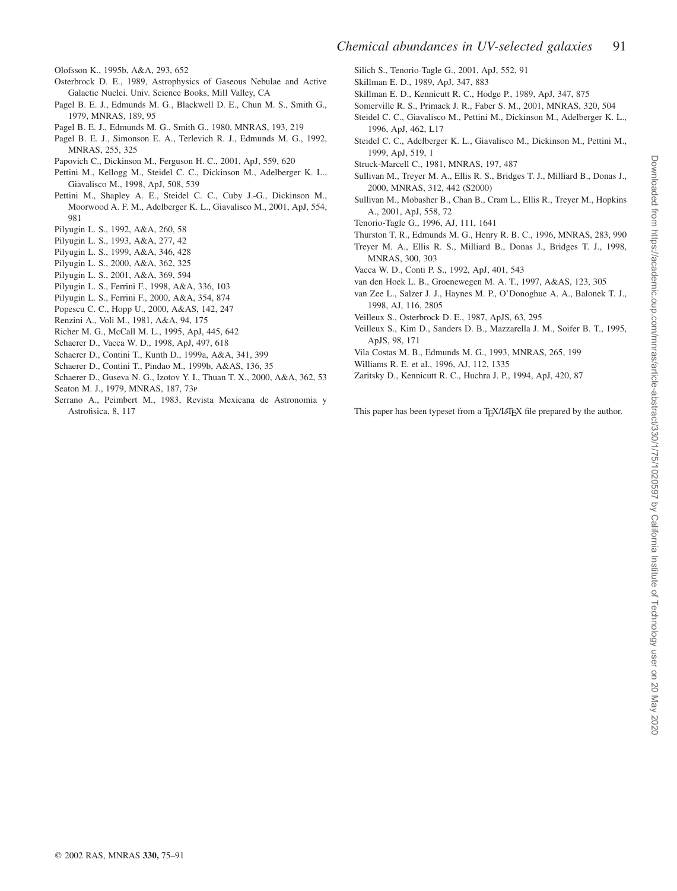Olofsson K., 1995b, A&A, 293, 652

Osterbrock D. E., 1989, Astrophysics of Gaseous Nebulae and Active Galactic Nuclei. Univ. Science Books, Mill Valley, CA

Pagel B. E. J., Edmunds M. G., Blackwell D. E., Chun M. S., Smith G., 1979, MNRAS, 189, 95

Pagel B. E. J., Edmunds M. G., Smith G., 1980, MNRAS, 193, 219

Pagel B. E. J., Simonson E. A., Terlevich R. J., Edmunds M. G., 1992, MNRAS, 255, 325

Papovich C., Dickinson M., Ferguson H. C., 2001, ApJ, 559, 620

Pettini M., Kellogg M., Steidel C. C., Dickinson M., Adelberger K. L., Giavalisco M., 1998, ApJ, 508, 539

Pettini M., Shapley A. E., Steidel C. C., Cuby J.-G., Dickinson M., Moorwood A. F. M., Adelberger K. L., Giavalisco M., 2001, ApJ, 554, 981

Pilyugin L. S., 1992, A&A, 260, 58

Pilyugin L. S., 1993, A&A, 277, 42

Pilyugin L. S., 1999, A&A, 346, 428

Pilyugin L. S., 2000, A&A, 362, 325

Pilyugin L. S., 2001, A&A, 369, 594

Pilyugin L. S., Ferrini F., 1998, A&A, 336, 103

Pilyugin L. S., Ferrini F., 2000, A&A, 354, 874

Popescu C. C., Hopp U., 2000, A&AS, 142, 247

Renzini A., Voli M., 1981, A&A, 94, 175

Richer M. G., McCall M. L., 1995, ApJ, 445, 642

Schaerer D., Vacca W. D., 1998, ApJ, 497, 618

Schaerer D., Contini T., Kunth D., 1999a, A&A, 341, 399

Schaerer D., Contini T., Pindao M., 1999b, A&AS, 136, 35

Schaerer D., Guseva N. G., Izotov Y. I., Thuan T. X., 2000, A&A, 362, 53

Seaton M. J., 1979, MNRAS, 187, 73P

Serrano A., Peimbert M., 1983, Revista Mexicana de Astronomia y Astrofisica, 8, 117

Silich S., Tenorio-Tagle G., 2001, ApJ, 552, 91

Skillman E. D., 1989, ApJ, 347, 883

Skillman E. D., Kennicutt R. C., Hodge P., 1989, ApJ, 347, 875

Somerville R. S., Primack J. R., Faber S. M., 2001, MNRAS, 320, 504

Steidel C. C., Giavalisco M., Pettini M., Dickinson M., Adelberger K. L., 1996, ApJ, 462, L17

Steidel C. C., Adelberger K. L., Giavalisco M., Dickinson M., Pettini M., 1999, ApJ, 519, 1

Struck-Marcell C., 1981, MNRAS, 197, 487

Sullivan M., Treyer M. A., Ellis R. S., Bridges T. J., Milliard B., Donas J., 2000, MNRAS, 312, 442 (S2000)

Sullivan M., Mobasher B., Chan B., Cram L., Ellis R., Treyer M., Hopkins A., 2001, ApJ, 558, 72

Tenorio-Tagle G., 1996, AJ, 111, 1641

Thurston T. R., Edmunds M. G., Henry R. B. C., 1996, MNRAS, 283, 990

Treyer M. A., Ellis R. S., Milliard B., Donas J., Bridges T. J., 1998, MNRAS, 300, 303

Vacca W. D., Conti P. S., 1992, ApJ, 401, 543

van den Hoek L. B., Groenewegen M. A. T., 1997, A&AS, 123, 305

van Zee L., Salzer J. J., Haynes M. P., O'Donoghue A. A., Balonek T. J., 1998, AJ, 116, 2805

Veilleux S., Osterbrock D. E., 1987, ApJS, 63, 295

Veilleux S., Kim D., Sanders D. B., Mazzarella J. M., Soifer B. T., 1995, ApJS, 98, 171

Vila Costas M. B., Edmunds M. G., 1993, MNRAS, 265, 199

Williams R. E. et al., 1996, AJ, 112, 1335

Zaritsky D., Kennicutt R. C., Huchra J. P., 1994, ApJ, 420, 87

This paper has been typeset from a TEX/LATEX file prepared by the author.